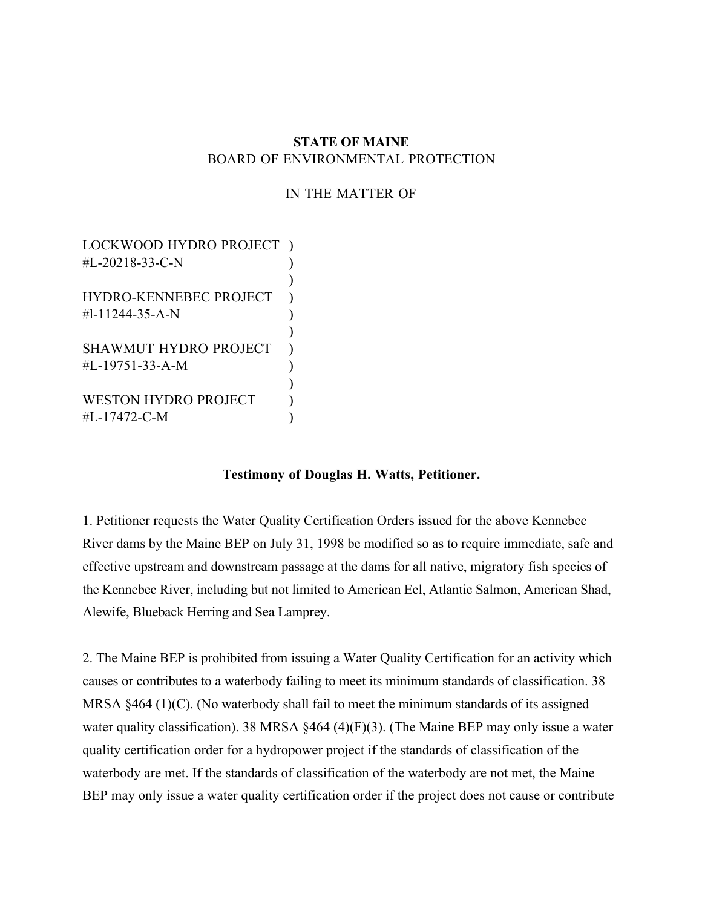**STATE OF MAINE**
BOARD OF ENVIRONMENTAL PROTECTION

IN THE MATTER OF

LOCKWOOD HYDRO PROJECT )
#L-20218-33-C-N )
)
HYDRO-KENNEBEC PROJECT )
#l-11244-35-A-N )
)
SHAWMUT HYDRO PROJECT )
#L-19751-33-A-M )
)
WESTON HYDRO PROJECT )
#L-17472-C-M )

**Testimony of Douglas H. Watts, Petitioner.**

1. Petitioner requests the Water Quality Certification Orders issued for the above Kennebec River dams by the Maine BEP on July 31, 1998 be modified so as to require immediate, safe and effective upstream and downstream passage at the dams for all native, migratory fish species of the Kennebec River, including but not limited to American Eel, Atlantic Salmon, American Shad, Alewife, Blueback Herring and Sea Lamprey.

2. The Maine BEP is prohibited from issuing a Water Quality Certification for an activity which causes or contributes to a waterbody failing to meet its minimum standards of classification. 38 MRSA §464 (1)(C). (No waterbody shall fail to meet the minimum standards of its assigned water quality classification). 38 MRSA §464 (4)(F)(3). (The Maine BEP may only issue a water quality certification order for a hydropower project if the standards of classification of the waterbody are met. If the standards of classification of the waterbody are not met, the Maine BEP may only issue a water quality certification order if the project does not cause or contribute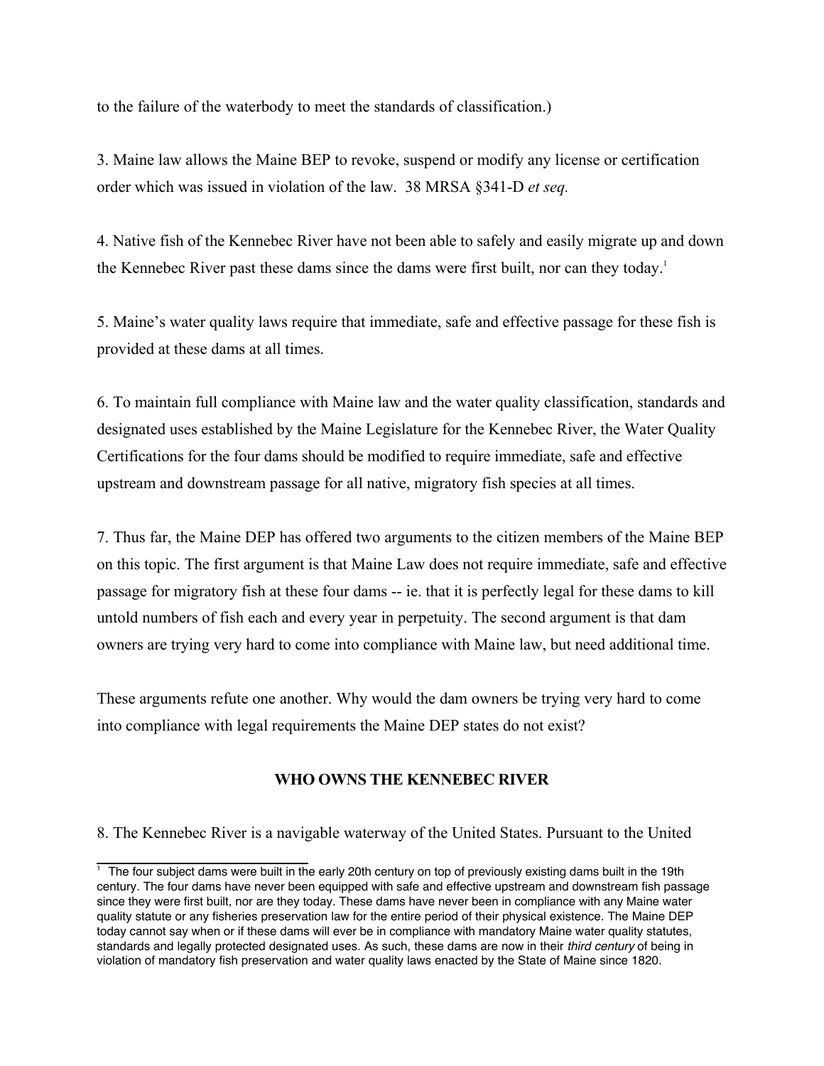to the failure of the waterbody to meet the standards of classification.)

3. Maine law allows the Maine BEP to revoke, suspend or modify any license or certification order which was issued in violation of the law. 38 MRSA §341-D *et seq.*

4. Native fish of the Kennebec River have not been able to safely and easily migrate up and down the Kennebec River past these dams since the dams were first built, nor can they today.[1]

5. Maine's water quality laws require that immediate, safe and effective passage for these fish is provided at these dams at all times.

6. To maintain full compliance with Maine law and the water quality classification, standards and designated uses established by the Maine Legislature for the Kennebec River, the Water Quality Certifications for the four dams should be modified to require immediate, safe and effective upstream and downstream passage for all native, migratory fish species at all times.

7. Thus far, the Maine DEP has offered two arguments to the citizen members of the Maine BEP on this topic. The first argument is that Maine Law does not require immediate, safe and effective passage for migratory fish at these four dams -- ie. that it is perfectly legal for these dams to kill untold numbers of fish each and every year in perpetuity. The second argument is that dam owners are trying very hard to come into compliance with Maine law, but need additional time.

These arguments refute one another. Why would the dam owners be trying very hard to come into compliance with legal requirements the Maine DEP states do not exist?

## WHO OWNS THE KENNEBEC RIVER

8. The Kennebec River is a navigable waterway of the United States. Pursuant to the United

---

[1] The four subject dams were built in the early 20th century on top of previously existing dams built in the 19th century. The four dams have never been equipped with safe and effective upstream and downstream fish passage since they were first built, nor are they today. These dams have never been in compliance with any Maine water quality statute or any fisheries preservation law for the entire period of their physical existence. The Maine DEP today cannot say when or if these dams will ever be in compliance with mandatory Maine water quality statutes, standards and legally protected designated uses. As such, these dams are now in their *third century* of being in violation of mandatory fish preservation and water quality laws enacted by the State of Maine since 1820.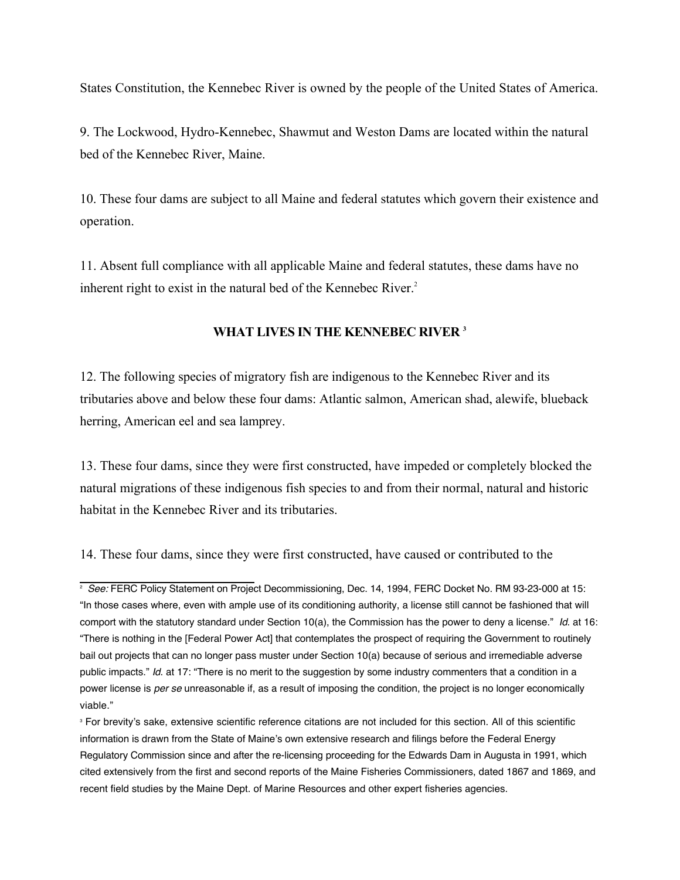States Constitution, the Kennebec River is owned by the people of the United States of America.

9. The Lockwood, Hydro-Kennebec, Shawmut and Weston Dams are located within the natural bed of the Kennebec River, Maine.

10. These four dams are subject to all Maine and federal statutes which govern their existence and operation.

11. Absent full compliance with all applicable Maine and federal statutes, these dams have no inherent right to exist in the natural bed of the Kennebec River.[2]

### WHAT LIVES IN THE KENNEBEC RIVER [3]

12. The following species of migratory fish are indigenous to the Kennebec River and its tributaries above and below these four dams: Atlantic salmon, American shad, alewife, blueback herring, American eel and sea lamprey.

13. These four dams, since they were first constructed, have impeded or completely blocked the natural migrations of these indigenous fish species to and from their normal, natural and historic habitat in the Kennebec River and its tributaries.

14. These four dams, since they were first constructed, have caused or contributed to the

---

[2] *See:* FERC Policy Statement on Project Decommissioning, Dec. 14, 1994, FERC Docket No. RM 93-23-000 at 15: "In those cases where, even with ample use of its conditioning authority, a license still cannot be fashioned that will comport with the statutory standard under Section 10(a), the Commission has the power to deny a license." *Id.* at 16: "There is nothing in the [Federal Power Act] that contemplates the prospect of requiring the Government to routinely bail out projects that can no longer pass muster under Section 10(a) because of serious and irremediable adverse public impacts." *Id.* at 17: "There is no merit to the suggestion by some industry commenters that a condition in a power license is *per se* unreasonable if, as a result of imposing the condition, the project is no longer economically viable."

[3] For brevity's sake, extensive scientific reference citations are not included for this section. All of this scientific information is drawn from the State of Maine's own extensive research and filings before the Federal Energy Regulatory Commission since and after the re-licensing proceeding for the Edwards Dam in Augusta in 1991, which cited extensively from the first and second reports of the Maine Fisheries Commissioners, dated 1867 and 1869, and recent field studies by the Maine Dept. of Marine Resources and other expert fisheries agencies.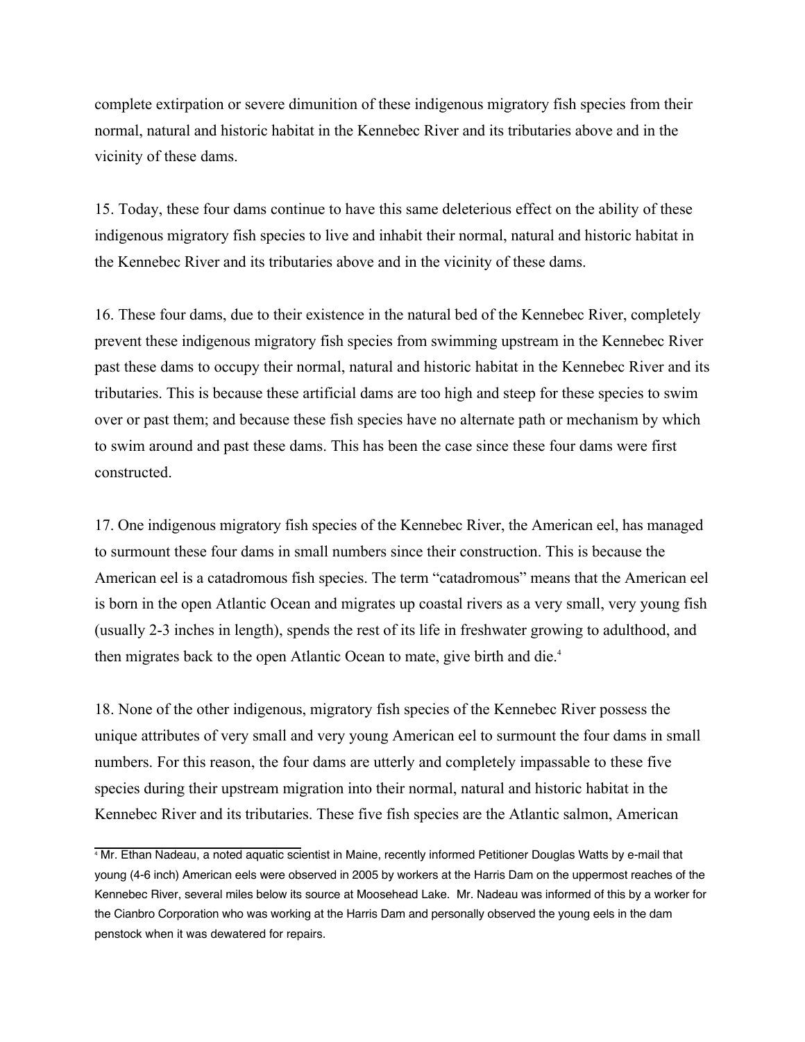complete extirpation or severe dimunition of these indigenous migratory fish species from their normal, natural and historic habitat in the Kennebec River and its tributaries above and in the vicinity of these dams.

15. Today, these four dams continue to have this same deleterious effect on the ability of these indigenous migratory fish species to live and inhabit their normal, natural and historic habitat in the Kennebec River and its tributaries above and in the vicinity of these dams.

16. These four dams, due to their existence in the natural bed of the Kennebec River, completely prevent these indigenous migratory fish species from swimming upstream in the Kennebec River past these dams to occupy their normal, natural and historic habitat in the Kennebec River and its tributaries. This is because these artificial dams are too high and steep for these species to swim over or past them; and because these fish species have no alternate path or mechanism by which to swim around and past these dams. This has been the case since these four dams were first constructed.

17. One indigenous migratory fish species of the Kennebec River, the American eel, has managed to surmount these four dams in small numbers since their construction. This is because the American eel is a catadromous fish species. The term "catadromous" means that the American eel is born in the open Atlantic Ocean and migrates up coastal rivers as a very small, very young fish (usually 2-3 inches in length), spends the rest of its life in freshwater growing to adulthood, and then migrates back to the open Atlantic Ocean to mate, give birth and die.[4]

18. None of the other indigenous, migratory fish species of the Kennebec River possess the unique attributes of very small and very young American eel to surmount the four dams in small numbers. For this reason, the four dams are utterly and completely impassable to these five species during their upstream migration into their normal, natural and historic habitat in the Kennebec River and its tributaries. These five fish species are the Atlantic salmon, American

---

[4] Mr. Ethan Nadeau, a noted aquatic scientist in Maine, recently informed Petitioner Douglas Watts by e-mail that young (4-6 inch) American eels were observed in 2005 by workers at the Harris Dam on the uppermost reaches of the Kennebec River, several miles below its source at Moosehead Lake. Mr. Nadeau was informed of this by a worker for the Cianbro Corporation who was working at the Harris Dam and personally observed the young eels in the dam penstock when it was dewatered for repairs.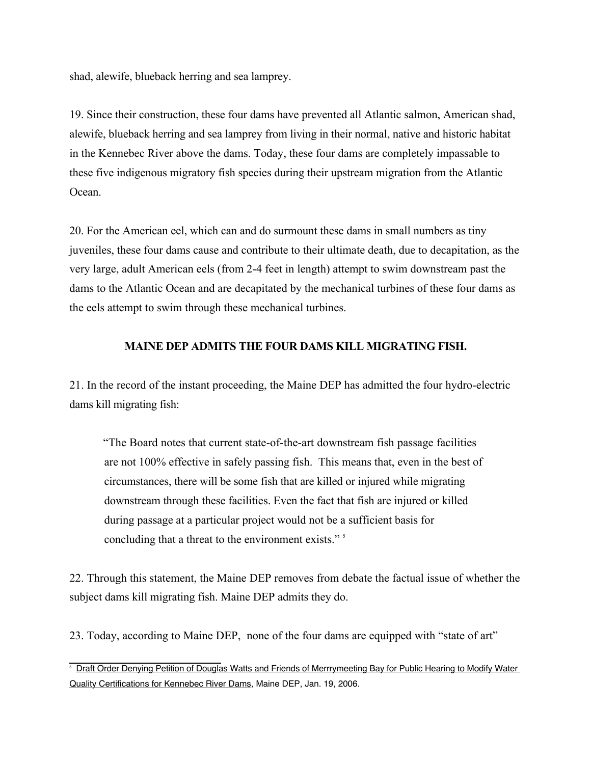shad, alewife, blueback herring and sea lamprey.

19. Since their construction, these four dams have prevented all Atlantic salmon, American shad, alewife, blueback herring and sea lamprey from living in their normal, native and historic habitat in the Kennebec River above the dams. Today, these four dams are completely impassable to these five indigenous migratory fish species during their upstream migration from the Atlantic Ocean.

20. For the American eel, which can and do surmount these dams in small numbers as tiny juveniles, these four dams cause and contribute to their ultimate death, due to decapitation, as the very large, adult American eels (from 2-4 feet in length) attempt to swim downstream past the dams to the Atlantic Ocean and are decapitated by the mechanical turbines of these four dams as the eels attempt to swim through these mechanical turbines.

**MAINE DEP ADMITS THE FOUR DAMS KILL MIGRATING FISH.**

21. In the record of the instant proceeding, the Maine DEP has admitted the four hydro-electric dams kill migrating fish:

> "The Board notes that current state-of-the-art downstream fish passage facilities are not 100% effective in safely passing fish. This means that, even in the best of circumstances, there will be some fish that are killed or injured while migrating downstream through these facilities. Even the fact that fish are injured or killed during passage at a particular project would not be a sufficient basis for concluding that a threat to the environment exists." [5]

22. Through this statement, the Maine DEP removes from debate the factual issue of whether the subject dams kill migrating fish. Maine DEP admits they do.

23. Today, according to Maine DEP, none of the four dams are equipped with "state of art"

---

[5] Draft Order Denying Petition of Douglas Watts and Friends of Merrrymeeting Bay for Public Hearing to Modify Water Quality Certifications for Kennebec River Dams, Maine DEP, Jan. 19, 2006.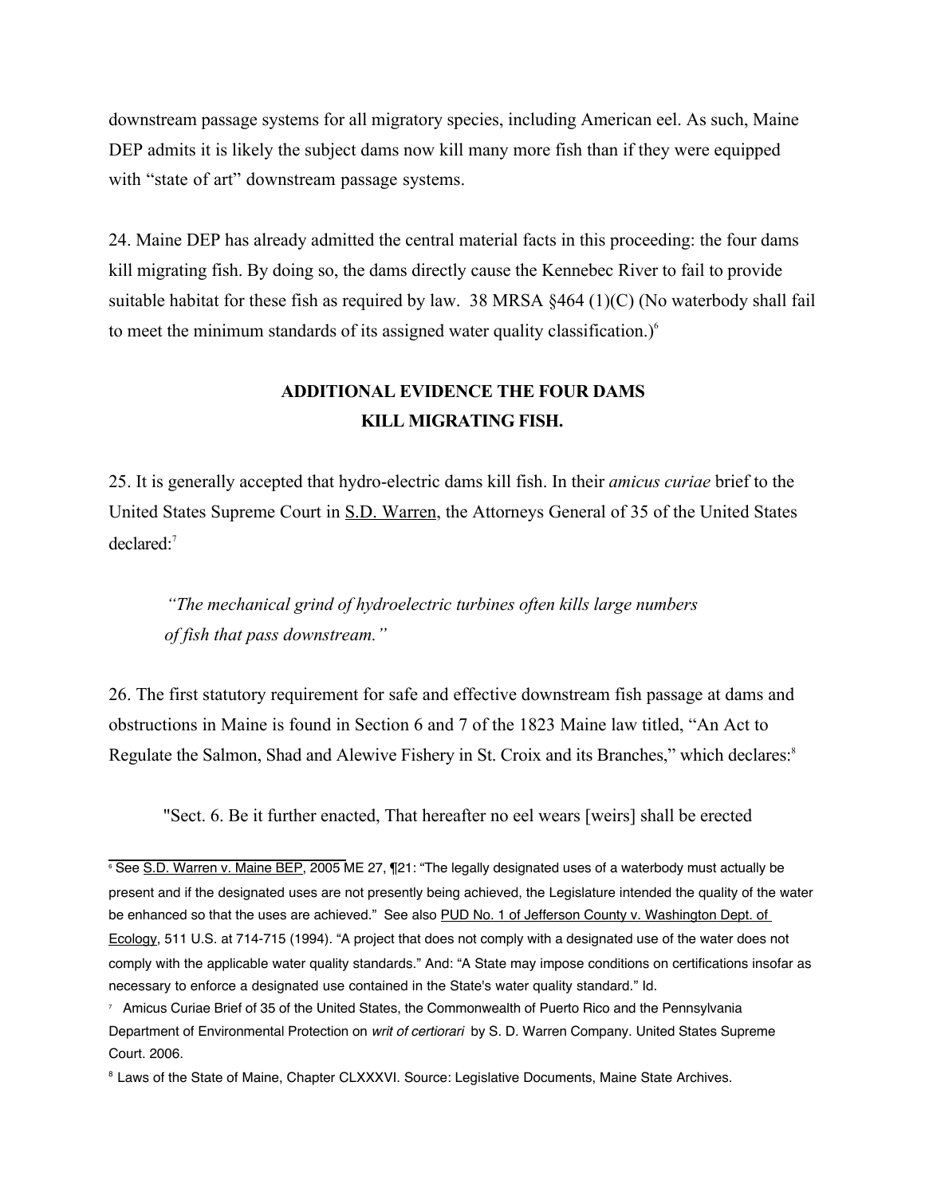downstream passage systems for all migratory species, including American eel. As such, Maine DEP admits it is likely the subject dams now kill many more fish than if they were equipped with "state of art" downstream passage systems.

24. Maine DEP has already admitted the central material facts in this proceeding: the four dams kill migrating fish. By doing so, the dams directly cause the Kennebec River to fail to provide suitable habitat for these fish as required by law. 38 MRSA §464 (1)(C) (No waterbody shall fail to meet the minimum standards of its assigned water quality classification.)[6]

## ADDITIONAL EVIDENCE THE FOUR DAMS KILL MIGRATING FISH.

25. It is generally accepted that hydro-electric dams kill fish. In their *amicus curiae* brief to the United States Supreme Court in S.D. Warren, the Attorneys General of 35 of the United States declared:[7]

> *"The mechanical grind of hydroelectric turbines often kills large numbers of fish that pass downstream."*

26. The first statutory requirement for safe and effective downstream fish passage at dams and obstructions in Maine is found in Section 6 and 7 of the 1823 Maine law titled, "An Act to Regulate the Salmon, Shad and Alewive Fishery in St. Croix and its Branches," which declares:[8]

"Sect. 6. Be it further enacted, That hereafter no eel wears [weirs] shall be erected

---

[6] See S.D. Warren v. Maine BEP, 2005 ME 27, ¶21: "The legally designated uses of a waterbody must actually be present and if the designated uses are not presently being achieved, the Legislature intended the quality of the water be enhanced so that the uses are achieved." See also PUD No. 1 of Jefferson County v. Washington Dept. of Ecology, 511 U.S. at 714-715 (1994). "A project that does not comply with a designated use of the water does not comply with the applicable water quality standards." And: "A State may impose conditions on certifications insofar as necessary to enforce a designated use contained in the State's water quality standard." Id.

[7] Amicus Curiae Brief of 35 of the United States, the Commonwealth of Puerto Rico and the Pennsylvania Department of Environmental Protection on *writ of certiorari* by S. D. Warren Company. United States Supreme Court. 2006.

[8] Laws of the State of Maine, Chapter CLXXXVI. Source: Legislative Documents, Maine State Archives.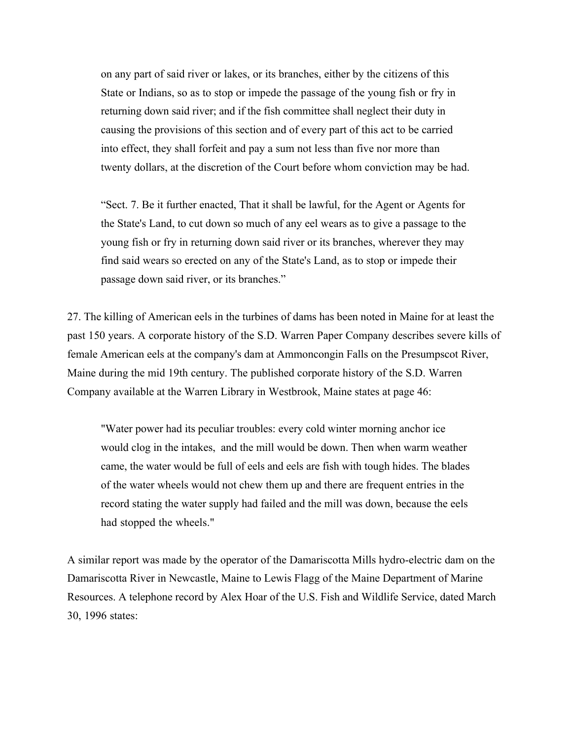> on any part of said river or lakes, or its branches, either by the citizens of this State or Indians, so as to stop or impede the passage of the young fish or fry in returning down said river; and if the fish committee shall neglect their duty in causing the provisions of this section and of every part of this act to be carried into effect, they shall forfeit and pay a sum not less than five nor more than twenty dollars, at the discretion of the Court before whom conviction may be had.
>
> "Sect. 7. Be it further enacted, That it shall be lawful, for the Agent or Agents for the State's Land, to cut down so much of any eel wears as to give a passage to the young fish or fry in returning down said river or its branches, wherever they may find said wears so erected on any of the State's Land, as to stop or impede their passage down said river, or its branches."

27. The killing of American eels in the turbines of dams has been noted in Maine for at least the past 150 years. A corporate history of the S.D. Warren Paper Company describes severe kills of female American eels at the company's dam at Ammoncongin Falls on the Presumpscot River, Maine during the mid 19th century. The published corporate history of the S.D. Warren Company available at the Warren Library in Westbrook, Maine states at page 46:

> "Water power had its peculiar troubles: every cold winter morning anchor ice would clog in the intakes, and the mill would be down. Then when warm weather came, the water would be full of eels and eels are fish with tough hides. The blades of the water wheels would not chew them up and there are frequent entries in the record stating the water supply had failed and the mill was down, because the eels had stopped the wheels."

A similar report was made by the operator of the Damariscotta Mills hydro-electric dam on the Damariscotta River in Newcastle, Maine to Lewis Flagg of the Maine Department of Marine Resources. A telephone record by Alex Hoar of the U.S. Fish and Wildlife Service, dated March 30, 1996 states: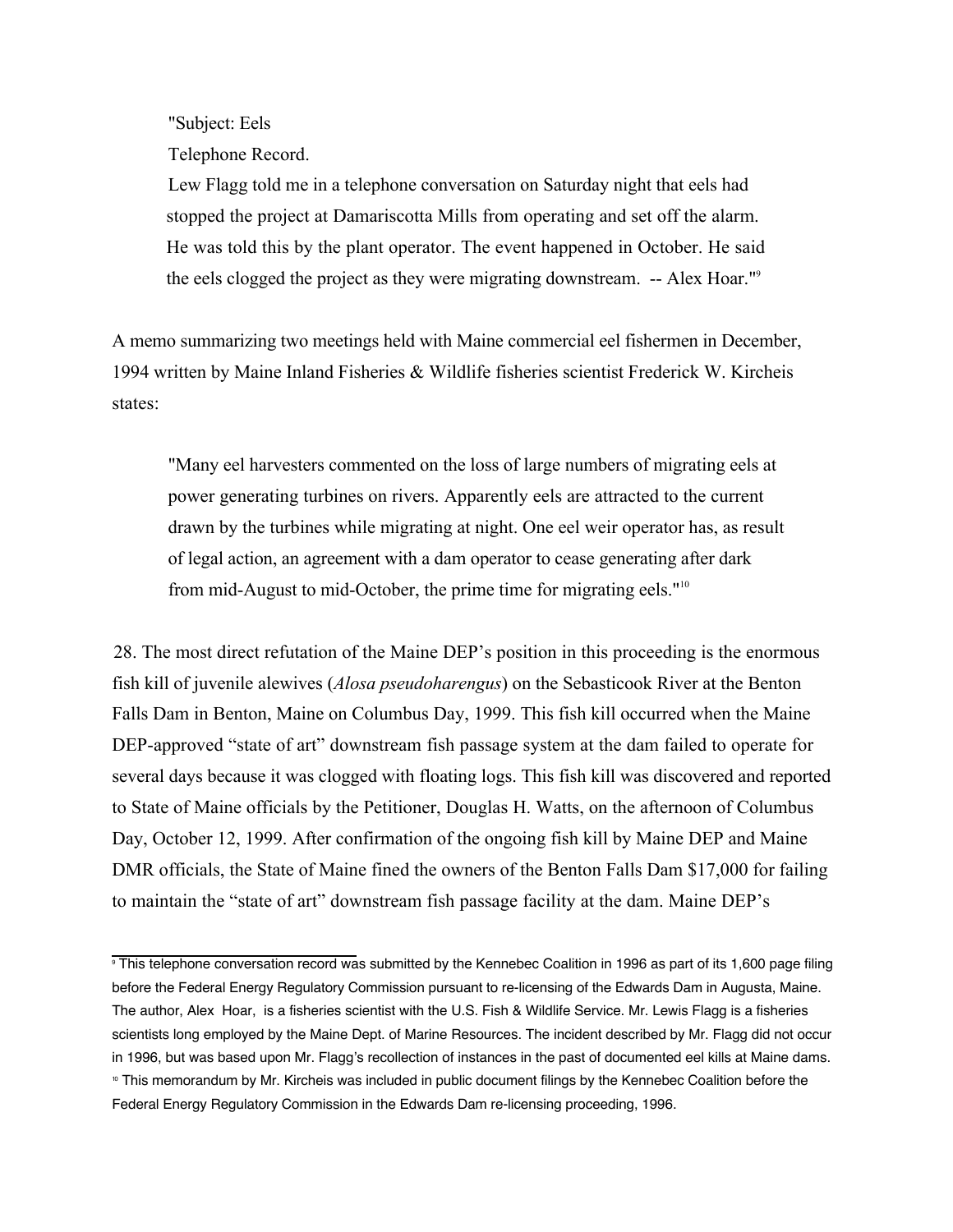> "Subject: Eels
> 
> Telephone Record.
> 
> Lew Flagg told me in a telephone conversation on Saturday night that eels had stopped the project at Damariscotta Mills from operating and set off the alarm. He was told this by the plant operator. The event happened in October. He said the eels clogged the project as they were migrating downstream. -- Alex Hoar."[9]

A memo summarizing two meetings held with Maine commercial eel fishermen in December, 1994 written by Maine Inland Fisheries & Wildlife fisheries scientist Frederick W. Kircheis states:

> "Many eel harvesters commented on the loss of large numbers of migrating eels at power generating turbines on rivers. Apparently eels are attracted to the current drawn by the turbines while migrating at night. One eel weir operator has, as result of legal action, an agreement with a dam operator to cease generating after dark from mid-August to mid-October, the prime time for migrating eels."[10]

28. The most direct refutation of the Maine DEP's position in this proceeding is the enormous fish kill of juvenile alewives (*Alosa pseudoharengus*) on the Sebasticook River at the Benton Falls Dam in Benton, Maine on Columbus Day, 1999. This fish kill occurred when the Maine DEP-approved "state of art" downstream fish passage system at the dam failed to operate for several days because it was clogged with floating logs. This fish kill was discovered and reported to State of Maine officials by the Petitioner, Douglas H. Watts, on the afternoon of Columbus Day, October 12, 1999. After confirmation of the ongoing fish kill by Maine DEP and Maine DMR officials, the State of Maine fined the owners of the Benton Falls Dam $17,000 for failing to maintain the "state of art" downstream fish passage facility at the dam. Maine DEP's

---

[9] This telephone conversation record was submitted by the Kennebec Coalition in 1996 as part of its 1,600 page filing before the Federal Energy Regulatory Commission pursuant to re-licensing of the Edwards Dam in Augusta, Maine. The author, Alex Hoar, is a fisheries scientist with the U.S. Fish & Wildlife Service. Mr. Lewis Flagg is a fisheries scientists long employed by the Maine Dept. of Marine Resources. The incident described by Mr. Flagg did not occur in 1996, but was based upon Mr. Flagg's recollection of instances in the past of documented eel kills at Maine dams.

[10] This memorandum by Mr. Kircheis was included in public document filings by the Kennebec Coalition before the Federal Energy Regulatory Commission in the Edwards Dam re-licensing proceeding, 1996.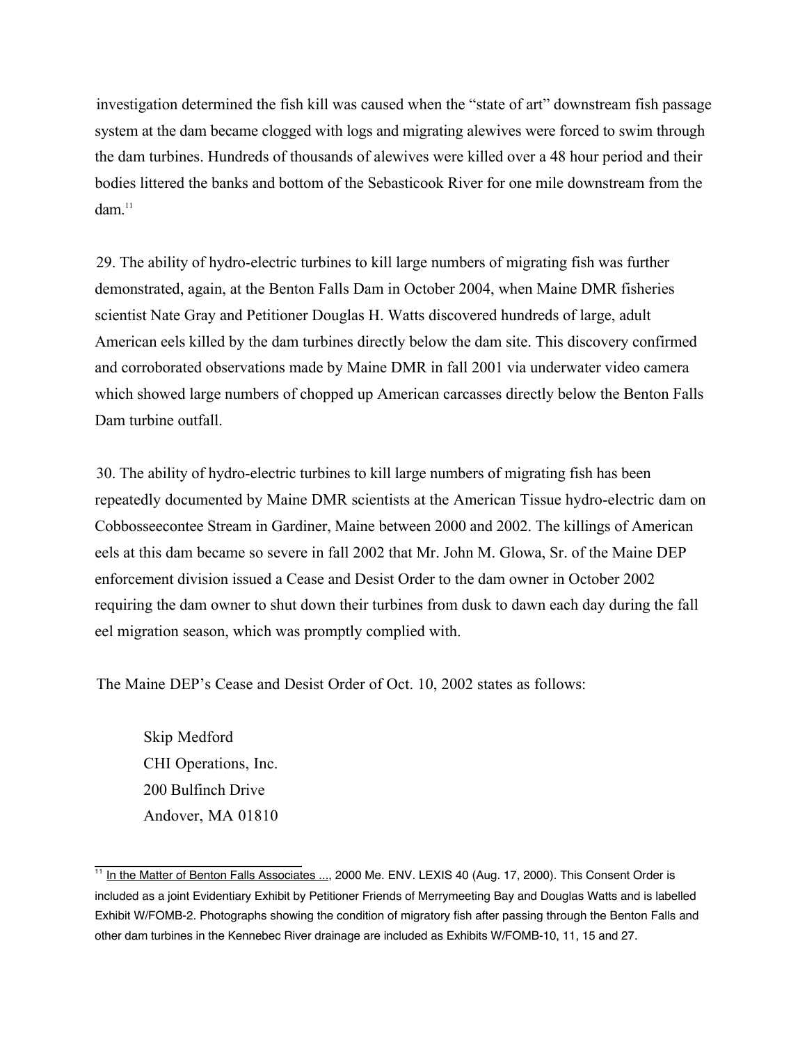investigation determined the fish kill was caused when the “state of art” downstream fish passage system at the dam became clogged with logs and migrating alewives were forced to swim through the dam turbines. Hundreds of thousands of alewives were killed over a 48 hour period and their bodies littered the banks and bottom of the Sebasticook River for one mile downstream from the dam.[11]

29. The ability of hydro-electric turbines to kill large numbers of migrating fish was further demonstrated, again, at the Benton Falls Dam in October 2004, when Maine DMR fisheries scientist Nate Gray and Petitioner Douglas H. Watts discovered hundreds of large, adult American eels killed by the dam turbines directly below the dam site. This discovery confirmed and corroborated observations made by Maine DMR in fall 2001 via underwater video camera which showed large numbers of chopped up American carcasses directly below the Benton Falls Dam turbine outfall.

30. The ability of hydro-electric turbines to kill large numbers of migrating fish has been repeatedly documented by Maine DMR scientists at the American Tissue hydro-electric dam on Cobbosseecontee Stream in Gardiner, Maine between 2000 and 2002. The killings of American eels at this dam became so severe in fall 2002 that Mr. John M. Glowa, Sr. of the Maine DEP enforcement division issued a Cease and Desist Order to the dam owner in October 2002 requiring the dam owner to shut down their turbines from dusk to dawn each day during the fall eel migration season, which was promptly complied with.

The Maine DEP’s Cease and Desist Order of Oct. 10, 2002 states as follows:

> Skip Medford
> CHI Operations, Inc.
> 200 Bulfinch Drive
> Andover, MA 01810

---

[11] In the Matter of Benton Falls Associates ..., 2000 Me. ENV. LEXIS 40 (Aug. 17, 2000). This Consent Order is included as a joint Evidentiary Exhibit by Petitioner Friends of Merrymeeting Bay and Douglas Watts and is labelled Exhibit W/FOMB-2. Photographs showing the condition of migratory fish after passing through the Benton Falls and other dam turbines in the Kennebec River drainage are included as Exhibits W/FOMB-10, 11, 15 and 27.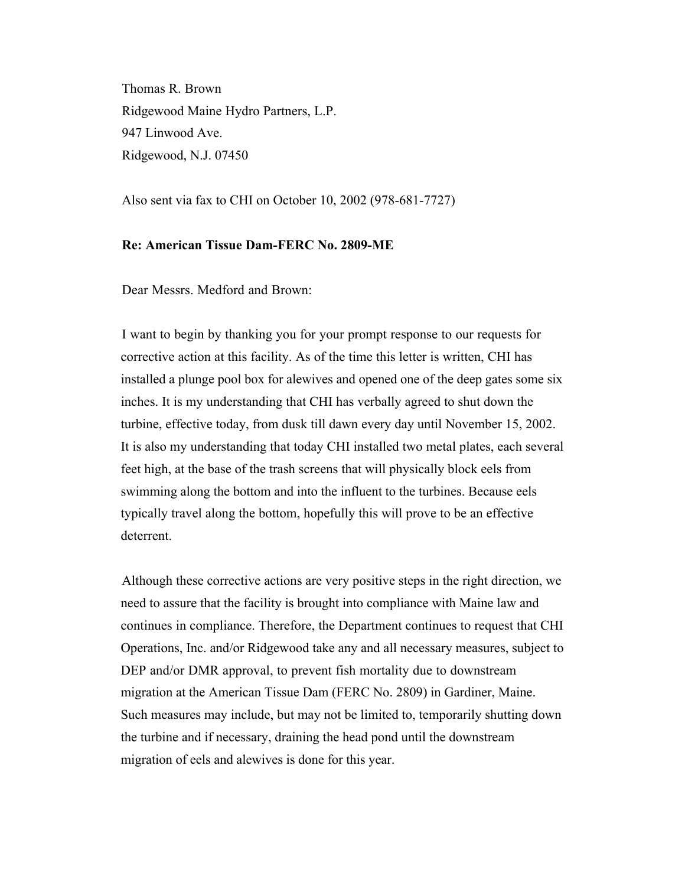Thomas R. Brown
Ridgewood Maine Hydro Partners, L.P.
947 Linwood Ave.
Ridgewood, N.J. 07450

Also sent via fax to CHI on October 10, 2002 (978-681-7727)

**Re: American Tissue Dam-FERC No. 2809-ME**

Dear Messrs. Medford and Brown:

I want to begin by thanking you for your prompt response to our requests for corrective action at this facility. As of the time this letter is written, CHI has installed a plunge pool box for alewives and opened one of the deep gates some six inches. It is my understanding that CHI has verbally agreed to shut down the turbine, effective today, from dusk till dawn every day until November 15, 2002. It is also my understanding that today CHI installed two metal plates, each several feet high, at the base of the trash screens that will physically block eels from swimming along the bottom and into the influent to the turbines. Because eels typically travel along the bottom, hopefully this will prove to be an effective deterrent.

Although these corrective actions are very positive steps in the right direction, we need to assure that the facility is brought into compliance with Maine law and continues in compliance. Therefore, the Department continues to request that CHI Operations, Inc. and/or Ridgewood take any and all necessary measures, subject to DEP and/or DMR approval, to prevent fish mortality due to downstream migration at the American Tissue Dam (FERC No. 2809) in Gardiner, Maine. Such measures may include, but may not be limited to, temporarily shutting down the turbine and if necessary, draining the head pond until the downstream migration of eels and alewives is done for this year.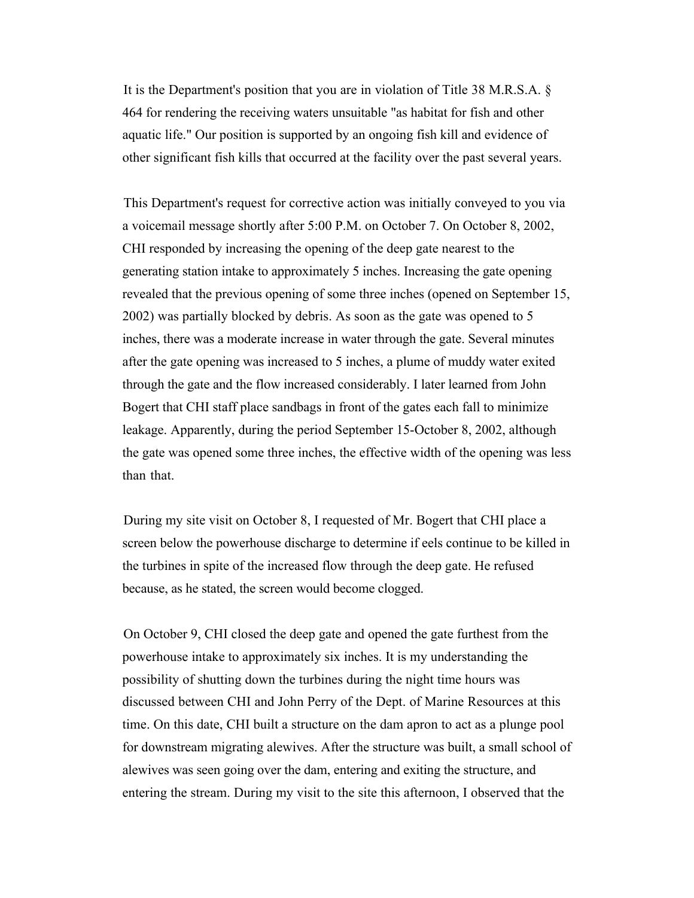It is the Department's position that you are in violation of Title 38 M.R.S.A. § 464 for rendering the receiving waters unsuitable "as habitat for fish and other aquatic life." Our position is supported by an ongoing fish kill and evidence of other significant fish kills that occurred at the facility over the past several years.

This Department's request for corrective action was initially conveyed to you via a voicemail message shortly after 5:00 P.M. on October 7. On October 8, 2002, CHI responded by increasing the opening of the deep gate nearest to the generating station intake to approximately 5 inches. Increasing the gate opening revealed that the previous opening of some three inches (opened on September 15, 2002) was partially blocked by debris. As soon as the gate was opened to 5 inches, there was a moderate increase in water through the gate. Several minutes after the gate opening was increased to 5 inches, a plume of muddy water exited through the gate and the flow increased considerably. I later learned from John Bogert that CHI staff place sandbags in front of the gates each fall to minimize leakage. Apparently, during the period September 15-October 8, 2002, although the gate was opened some three inches, the effective width of the opening was less than that.

During my site visit on October 8, I requested of Mr. Bogert that CHI place a screen below the powerhouse discharge to determine if eels continue to be killed in the turbines in spite of the increased flow through the deep gate. He refused because, as he stated, the screen would become clogged.

On October 9, CHI closed the deep gate and opened the gate furthest from the powerhouse intake to approximately six inches. It is my understanding the possibility of shutting down the turbines during the night time hours was discussed between CHI and John Perry of the Dept. of Marine Resources at this time. On this date, CHI built a structure on the dam apron to act as a plunge pool for downstream migrating alewives. After the structure was built, a small school of alewives was seen going over the dam, entering and exiting the structure, and entering the stream. During my visit to the site this afternoon, I observed that the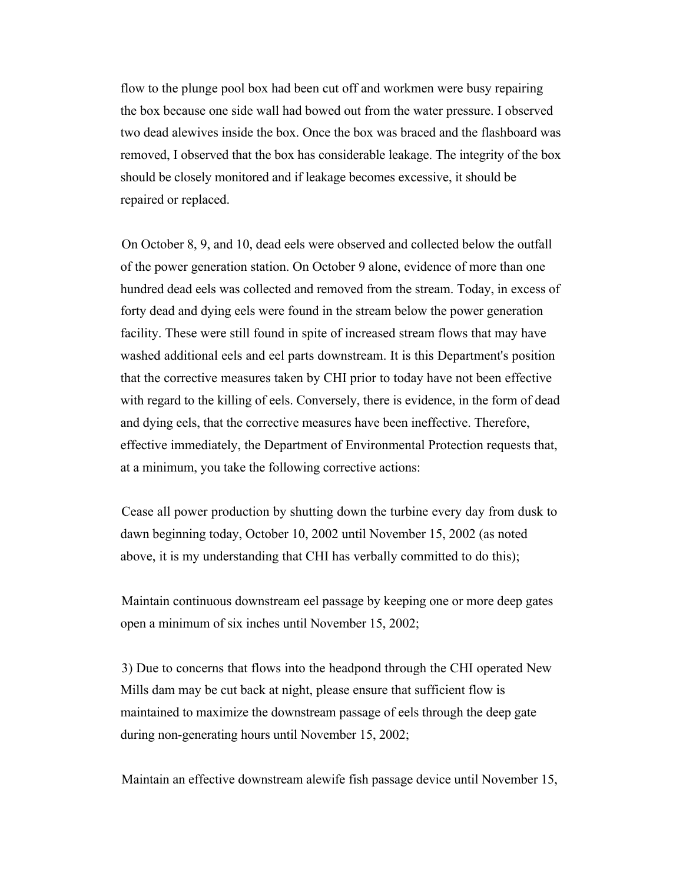flow to the plunge pool box had been cut off and workmen were busy repairing the box because one side wall had bowed out from the water pressure. I observed two dead alewives inside the box. Once the box was braced and the flashboard was removed, I observed that the box has considerable leakage. The integrity of the box should be closely monitored and if leakage becomes excessive, it should be repaired or replaced.

On October 8, 9, and 10, dead eels were observed and collected below the outfall of the power generation station. On October 9 alone, evidence of more than one hundred dead eels was collected and removed from the stream. Today, in excess of forty dead and dying eels were found in the stream below the power generation facility. These were still found in spite of increased stream flows that may have washed additional eels and eel parts downstream. It is this Department's position that the corrective measures taken by CHI prior to today have not been effective with regard to the killing of eels. Conversely, there is evidence, in the form of dead and dying eels, that the corrective measures have been ineffective. Therefore, effective immediately, the Department of Environmental Protection requests that, at a minimum, you take the following corrective actions:

Cease all power production by shutting down the turbine every day from dusk to dawn beginning today, October 10, 2002 until November 15, 2002 (as noted above, it is my understanding that CHI has verbally committed to do this);

Maintain continuous downstream eel passage by keeping one or more deep gates open a minimum of six inches until November 15, 2002;

3) Due to concerns that flows into the headpond through the CHI operated New Mills dam may be cut back at night, please ensure that sufficient flow is maintained to maximize the downstream passage of eels through the deep gate during non-generating hours until November 15, 2002;

Maintain an effective downstream alewife fish passage device until November 15,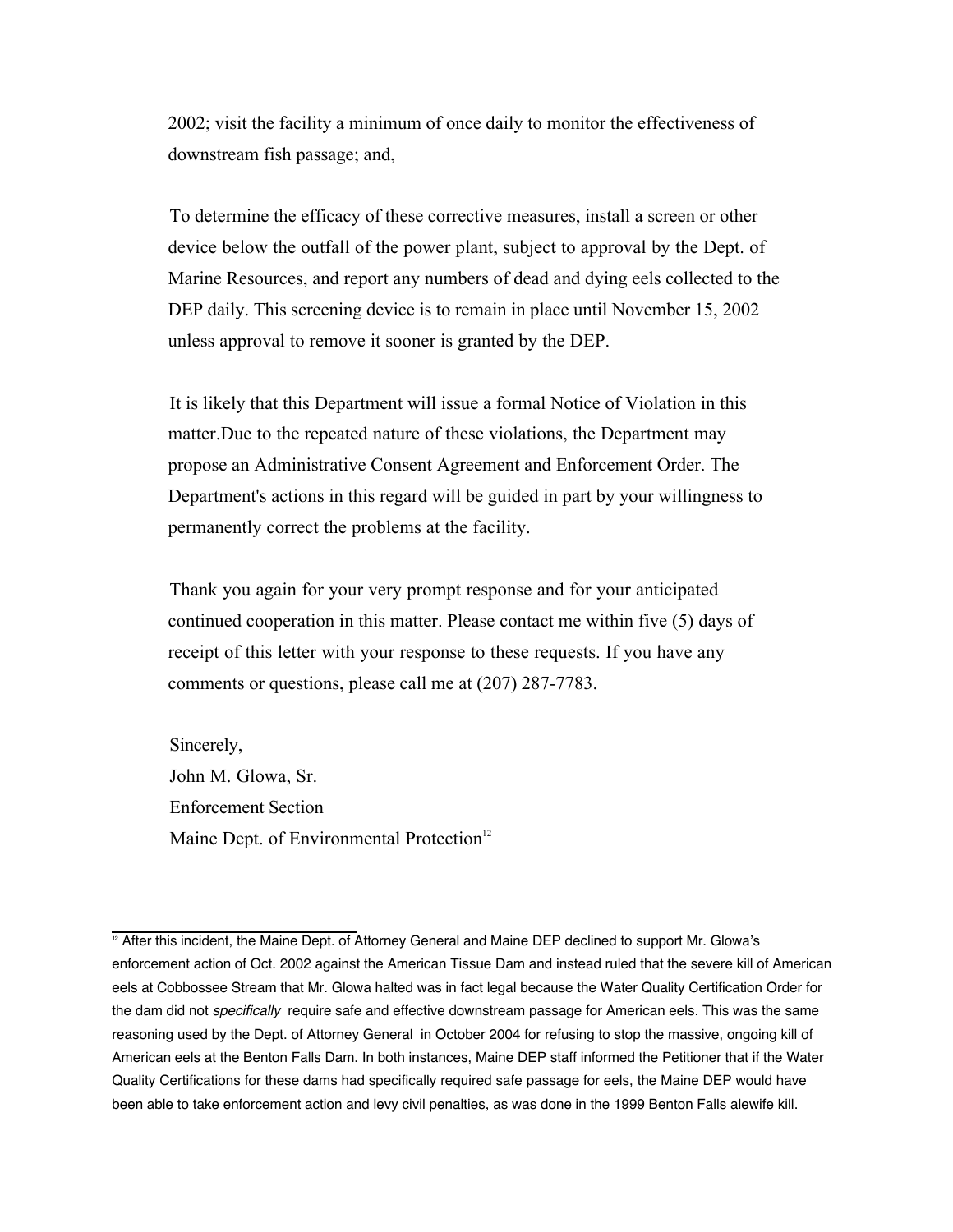2002; visit the facility a minimum of once daily to monitor the effectiveness of downstream fish passage; and,

To determine the efficacy of these corrective measures, install a screen or other device below the outfall of the power plant, subject to approval by the Dept. of Marine Resources, and report any numbers of dead and dying eels collected to the DEP daily. This screening device is to remain in place until November 15, 2002 unless approval to remove it sooner is granted by the DEP.

It is likely that this Department will issue a formal Notice of Violation in this matter.Due to the repeated nature of these violations, the Department may propose an Administrative Consent Agreement and Enforcement Order. The Department's actions in this regard will be guided in part by your willingness to permanently correct the problems at the facility.

Thank you again for your very prompt response and for your anticipated continued cooperation in this matter. Please contact me within five (5) days of receipt of this letter with your response to these requests. If you have any comments or questions, please call me at (207) 287-7783.

Sincerely,
John M. Glowa, Sr.
Enforcement Section
Maine Dept. of Environmental Protection[12]

---

[12] After this incident, the Maine Dept. of Attorney General and Maine DEP declined to support Mr. Glowa's enforcement action of Oct. 2002 against the American Tissue Dam and instead ruled that the severe kill of American eels at Cobbossee Stream that Mr. Glowa halted was in fact legal because the Water Quality Certification Order for the dam did not *specifically* require safe and effective downstream passage for American eels. This was the same reasoning used by the Dept. of Attorney General in October 2004 for refusing to stop the massive, ongoing kill of American eels at the Benton Falls Dam. In both instances, Maine DEP staff informed the Petitioner that if the Water Quality Certifications for these dams had specifically required safe passage for eels, the Maine DEP would have been able to take enforcement action and levy civil penalties, as was done in the 1999 Benton Falls alewife kill.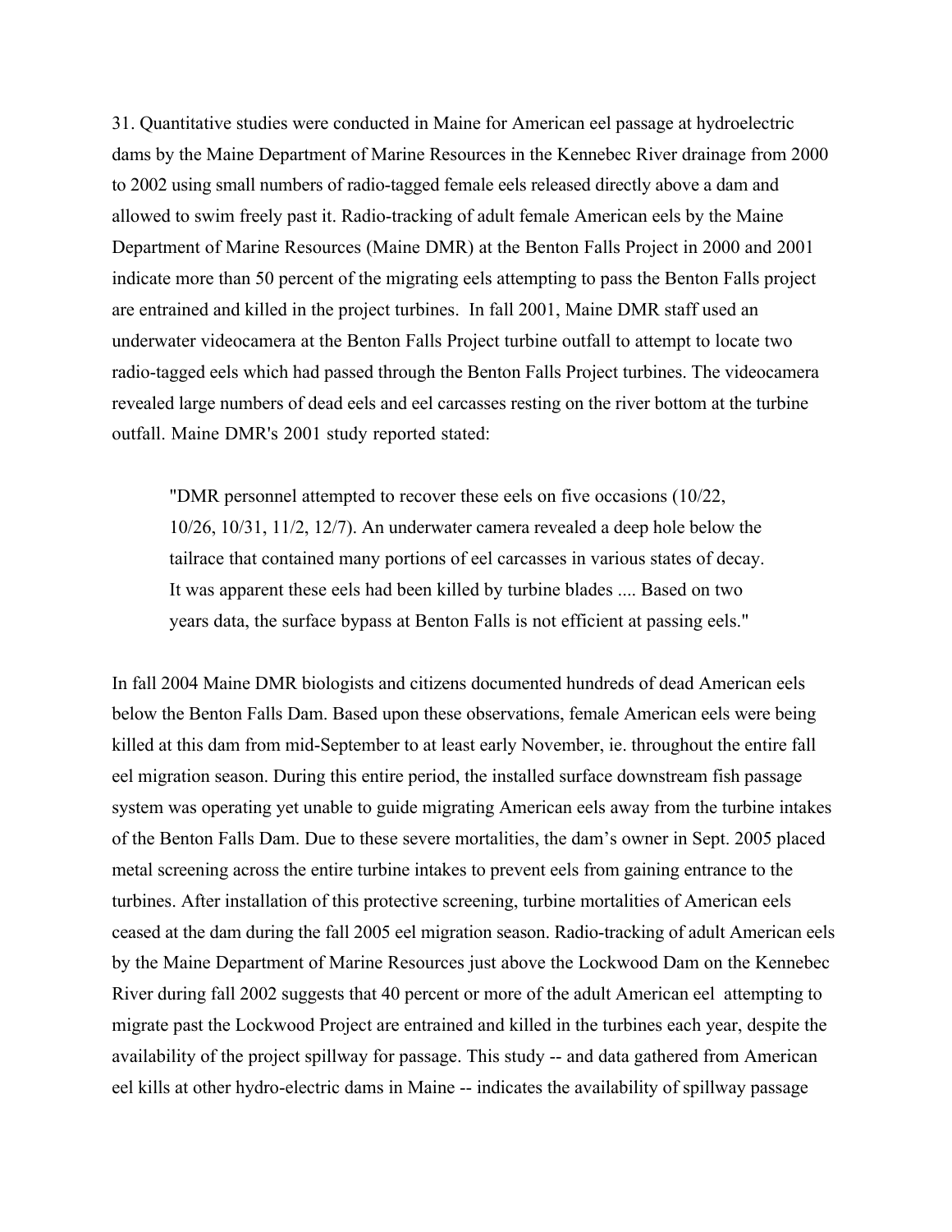31. Quantitative studies were conducted in Maine for American eel passage at hydroelectric dams by the Maine Department of Marine Resources in the Kennebec River drainage from 2000 to 2002 using small numbers of radio-tagged female eels released directly above a dam and allowed to swim freely past it. Radio-tracking of adult female American eels by the Maine Department of Marine Resources (Maine DMR) at the Benton Falls Project in 2000 and 2001 indicate more than 50 percent of the migrating eels attempting to pass the Benton Falls project are entrained and killed in the project turbines. In fall 2001, Maine DMR staff used an underwater videocamera at the Benton Falls Project turbine outfall to attempt to locate two radio-tagged eels which had passed through the Benton Falls Project turbines. The videocamera revealed large numbers of dead eels and eel carcasses resting on the river bottom at the turbine outfall. Maine DMR's 2001 study reported stated:

> "DMR personnel attempted to recover these eels on five occasions (10/22, 10/26, 10/31, 11/2, 12/7). An underwater camera revealed a deep hole below the tailrace that contained many portions of eel carcasses in various states of decay. It was apparent these eels had been killed by turbine blades .... Based on two years data, the surface bypass at Benton Falls is not efficient at passing eels."

In fall 2004 Maine DMR biologists and citizens documented hundreds of dead American eels below the Benton Falls Dam. Based upon these observations, female American eels were being killed at this dam from mid-September to at least early November, ie. throughout the entire fall eel migration season. During this entire period, the installed surface downstream fish passage system was operating yet unable to guide migrating American eels away from the turbine intakes of the Benton Falls Dam. Due to these severe mortalities, the dam's owner in Sept. 2005 placed metal screening across the entire turbine intakes to prevent eels from gaining entrance to the turbines. After installation of this protective screening, turbine mortalities of American eels ceased at the dam during the fall 2005 eel migration season. Radio-tracking of adult American eels by the Maine Department of Marine Resources just above the Lockwood Dam on the Kennebec River during fall 2002 suggests that 40 percent or more of the adult American eel attempting to migrate past the Lockwood Project are entrained and killed in the turbines each year, despite the availability of the project spillway for passage. This study -- and data gathered from American eel kills at other hydro-electric dams in Maine -- indicates the availability of spillway passage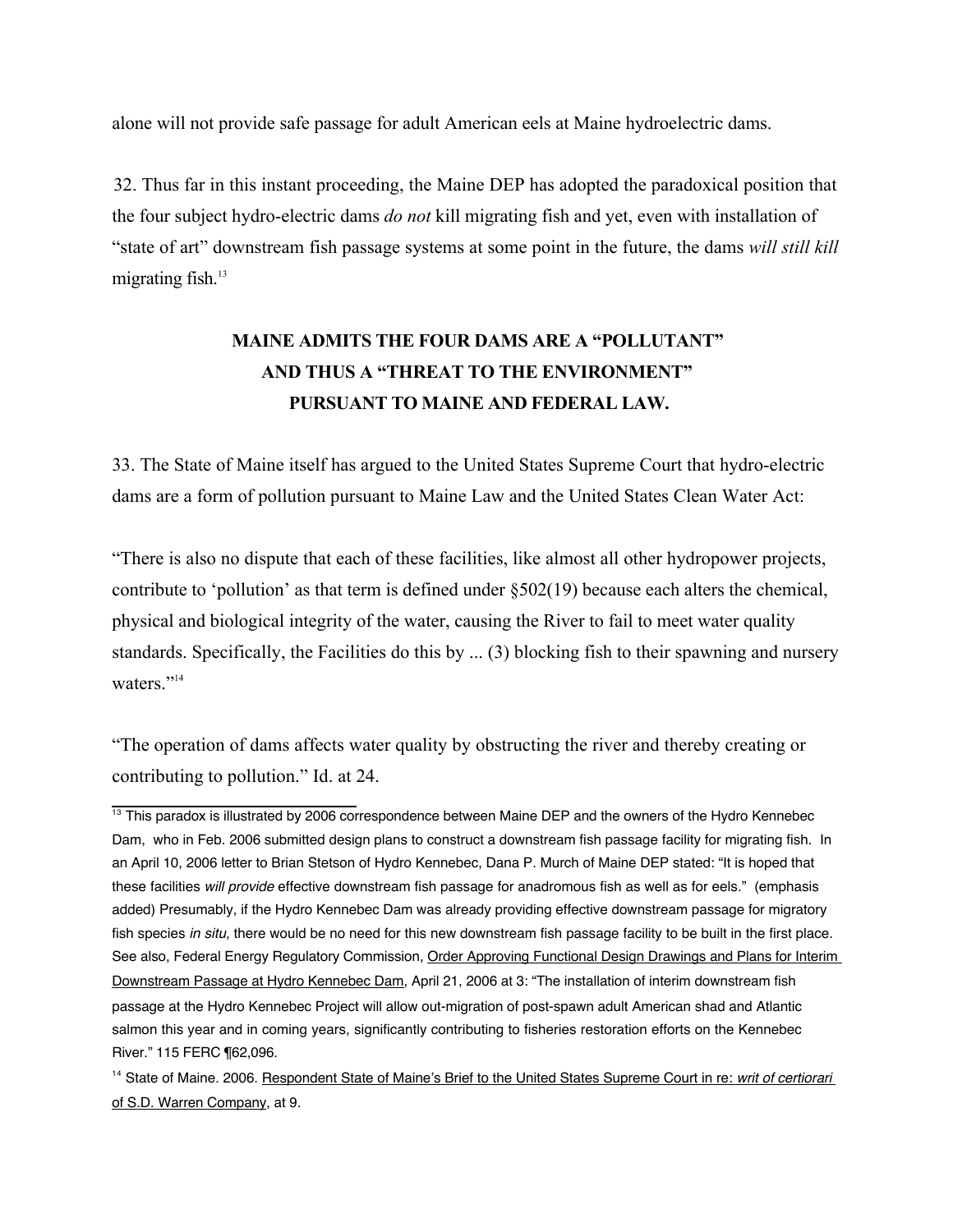alone will not provide safe passage for adult American eels at Maine hydroelectric dams.

32. Thus far in this instant proceeding, the Maine DEP has adopted the paradoxical position that the four subject hydro-electric dams *do not* kill migrating fish and yet, even with installation of "state of art" downstream fish passage systems at some point in the future, the dams *will still kill* migrating fish.[13]

**MAINE ADMITS THE FOUR DAMS ARE A "POLLUTANT" AND THUS A "THREAT TO THE ENVIRONMENT" PURSUANT TO MAINE AND FEDERAL LAW.**

33. The State of Maine itself has argued to the United States Supreme Court that hydro-electric dams are a form of pollution pursuant to Maine Law and the United States Clean Water Act:

"There is also no dispute that each of these facilities, like almost all other hydropower projects, contribute to 'pollution' as that term is defined under §502(19) because each alters the chemical, physical and biological integrity of the water, causing the River to fail to meet water quality standards. Specifically, the Facilities do this by ... (3) blocking fish to their spawning and nursery waters."[14]

"The operation of dams affects water quality by obstructing the river and thereby creating or contributing to pollution." Id. at 24.

---

[13] This paradox is illustrated by 2006 correspondence between Maine DEP and the owners of the Hydro Kennebec Dam, who in Feb. 2006 submitted design plans to construct a downstream fish passage facility for migrating fish. In an April 10, 2006 letter to Brian Stetson of Hydro Kennebec, Dana P. Murch of Maine DEP stated: "It is hoped that these facilities *will provide* effective downstream fish passage for anadromous fish as well as for eels." (emphasis added) Presumably, if the Hydro Kennebec Dam was already providing effective downstream passage for migratory fish species *in situ*, there would be no need for this new downstream fish passage facility to be built in the first place. See also, Federal Energy Regulatory Commission, Order Approving Functional Design Drawings and Plans for Interim Downstream Passage at Hydro Kennebec Dam, April 21, 2006 at 3: "The installation of interim downstream fish passage at the Hydro Kennebec Project will allow out-migration of post-spawn adult American shad and Atlantic salmon this year and in coming years, significantly contributing to fisheries restoration efforts on the Kennebec River." 115 FERC ¶62,096.

[14] State of Maine. 2006. Respondent State of Maine's Brief to the United States Supreme Court in re: *writ of certiorari* of S.D. Warren Company, at 9.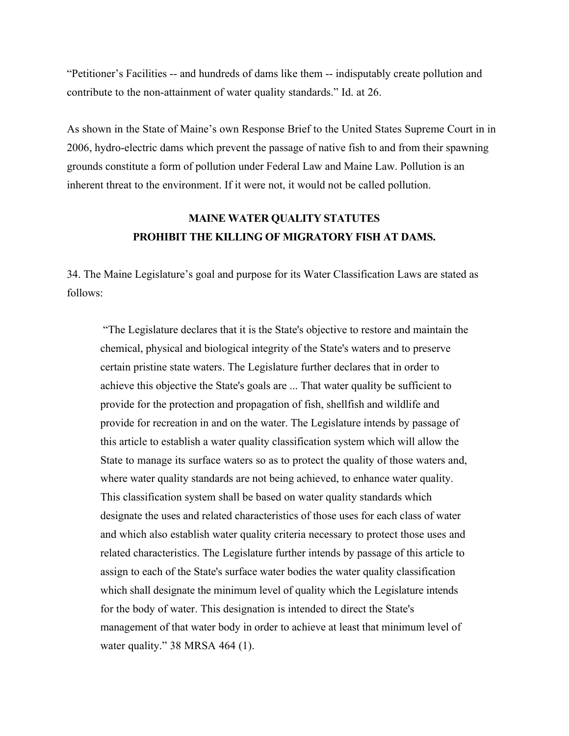"Petitioner's Facilities -- and hundreds of dams like them -- indisputably create pollution and contribute to the non-attainment of water quality standards." Id. at 26.

As shown in the State of Maine's own Response Brief to the United States Supreme Court in in 2006, hydro-electric dams which prevent the passage of native fish to and from their spawning grounds constitute a form of pollution under Federal Law and Maine Law. Pollution is an inherent threat to the environment. If it were not, it would not be called pollution.

**MAINE WATER QUALITY STATUTES PROHIBIT THE KILLING OF MIGRATORY FISH AT DAMS.**

34. The Maine Legislature's goal and purpose for its Water Classification Laws are stated as follows:

> "The Legislature declares that it is the State's objective to restore and maintain the chemical, physical and biological integrity of the State's waters and to preserve certain pristine state waters. The Legislature further declares that in order to achieve this objective the State's goals are ... That water quality be sufficient to provide for the protection and propagation of fish, shellfish and wildlife and provide for recreation in and on the water. The Legislature intends by passage of this article to establish a water quality classification system which will allow the State to manage its surface waters so as to protect the quality of those waters and, where water quality standards are not being achieved, to enhance water quality. This classification system shall be based on water quality standards which designate the uses and related characteristics of those uses for each class of water and which also establish water quality criteria necessary to protect those uses and related characteristics. The Legislature further intends by passage of this article to assign to each of the State's surface water bodies the water quality classification which shall designate the minimum level of quality which the Legislature intends for the body of water. This designation is intended to direct the State's management of that water body in order to achieve at least that minimum level of water quality." 38 MRSA 464 (1).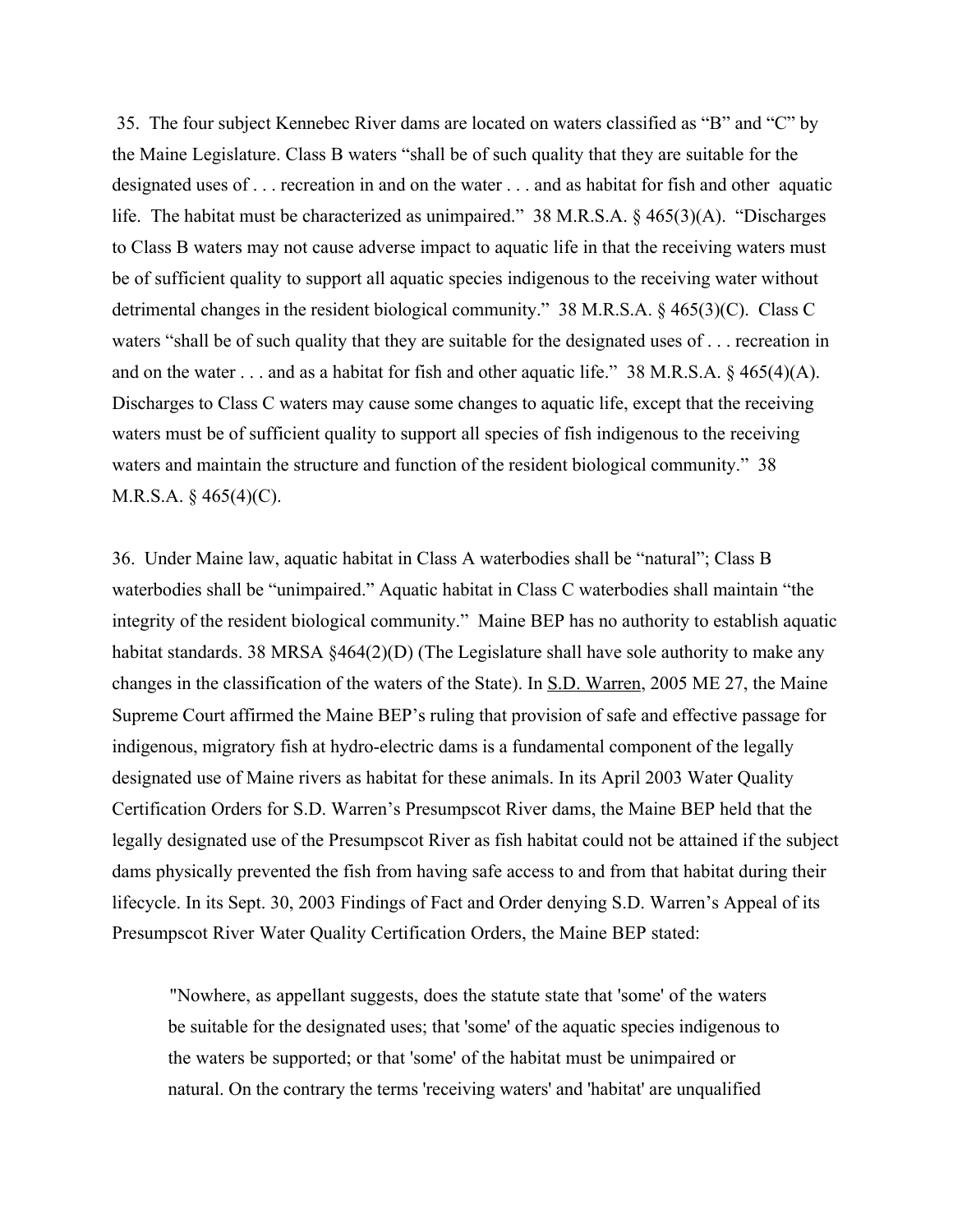35. The four subject Kennebec River dams are located on waters classified as "B" and "C" by the Maine Legislature. Class B waters "shall be of such quality that they are suitable for the designated uses of . . . recreation in and on the water . . . and as habitat for fish and other aquatic life. The habitat must be characterized as unimpaired." 38 M.R.S.A. § 465(3)(A). "Discharges to Class B waters may not cause adverse impact to aquatic life in that the receiving waters must be of sufficient quality to support all aquatic species indigenous to the receiving water without detrimental changes in the resident biological community." 38 M.R.S.A. § 465(3)(C). Class C waters "shall be of such quality that they are suitable for the designated uses of . . . recreation in and on the water . . . and as a habitat for fish and other aquatic life." 38 M.R.S.A. § 465(4)(A). Discharges to Class C waters may cause some changes to aquatic life, except that the receiving waters must be of sufficient quality to support all species of fish indigenous to the receiving waters and maintain the structure and function of the resident biological community." 38 M.R.S.A. § 465(4)(C).

36. Under Maine law, aquatic habitat in Class A waterbodies shall be "natural"; Class B waterbodies shall be "unimpaired." Aquatic habitat in Class C waterbodies shall maintain "the integrity of the resident biological community." Maine BEP has no authority to establish aquatic habitat standards. 38 MRSA §464(2)(D) (The Legislature shall have sole authority to make any changes in the classification of the waters of the State). In S.D. Warren, 2005 ME 27, the Maine Supreme Court affirmed the Maine BEP's ruling that provision of safe and effective passage for indigenous, migratory fish at hydro-electric dams is a fundamental component of the legally designated use of Maine rivers as habitat for these animals. In its April 2003 Water Quality Certification Orders for S.D. Warren's Presumpscot River dams, the Maine BEP held that the legally designated use of the Presumpscot River as fish habitat could not be attained if the subject dams physically prevented the fish from having safe access to and from that habitat during their lifecycle. In its Sept. 30, 2003 Findings of Fact and Order denying S.D. Warren's Appeal of its Presumpscot River Water Quality Certification Orders, the Maine BEP stated:

> "Nowhere, as appellant suggests, does the statute state that 'some' of the waters be suitable for the designated uses; that 'some' of the aquatic species indigenous to the waters be supported; or that 'some' of the habitat must be unimpaired or natural. On the contrary the terms 'receiving waters' and 'habitat' are unqualified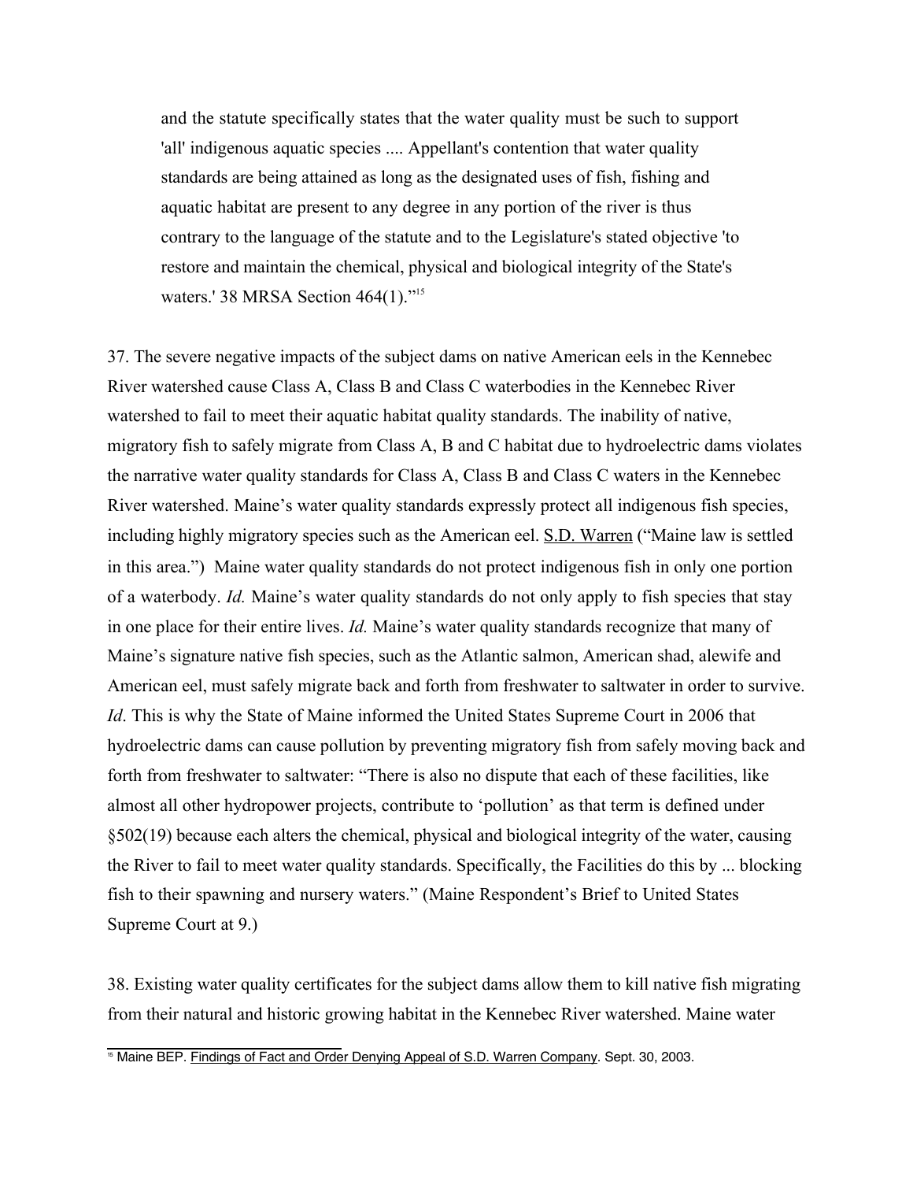> and the statute specifically states that the water quality must be such to support 'all' indigenous aquatic species .... Appellant's contention that water quality standards are being attained as long as the designated uses of fish, fishing and aquatic habitat are present to any degree in any portion of the river is thus contrary to the language of the statute and to the Legislature's stated objective 'to restore and maintain the chemical, physical and biological integrity of the State's waters.' 38 MRSA Section 464(1)."[15]

37. The severe negative impacts of the subject dams on native American eels in the Kennebec River watershed cause Class A, Class B and Class C waterbodies in the Kennebec River watershed to fail to meet their aquatic habitat quality standards. The inability of native, migratory fish to safely migrate from Class A, B and C habitat due to hydroelectric dams violates the narrative water quality standards for Class A, Class B and Class C waters in the Kennebec River watershed. Maine's water quality standards expressly protect all indigenous fish species, including highly migratory species such as the American eel. S.D. Warren ("Maine law is settled in this area.") Maine water quality standards do not protect indigenous fish in only one portion of a waterbody. *Id.* Maine's water quality standards do not only apply to fish species that stay in one place for their entire lives. *Id.* Maine's water quality standards recognize that many of Maine's signature native fish species, such as the Atlantic salmon, American shad, alewife and American eel, must safely migrate back and forth from freshwater to saltwater in order to survive. *Id*. This is why the State of Maine informed the United States Supreme Court in 2006 that hydroelectric dams can cause pollution by preventing migratory fish from safely moving back and forth from freshwater to saltwater: "There is also no dispute that each of these facilities, like almost all other hydropower projects, contribute to 'pollution' as that term is defined under §502(19) because each alters the chemical, physical and biological integrity of the water, causing the River to fail to meet water quality standards. Specifically, the Facilities do this by ... blocking fish to their spawning and nursery waters." (Maine Respondent's Brief to United States Supreme Court at 9.)

38. Existing water quality certificates for the subject dams allow them to kill native fish migrating from their natural and historic growing habitat in the Kennebec River watershed. Maine water

---

[15] Maine BEP. Findings of Fact and Order Denying Appeal of S.D. Warren Company. Sept. 30, 2003.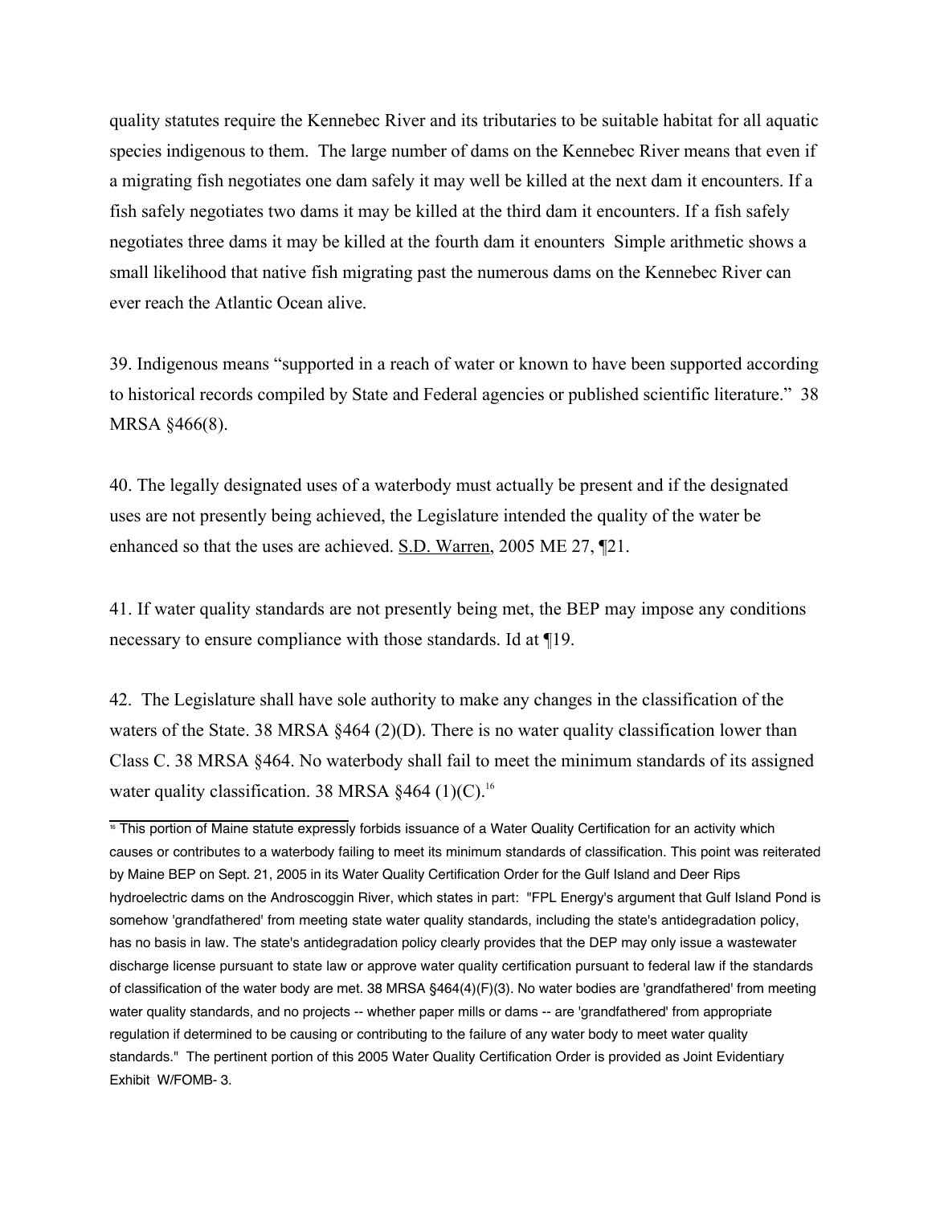quality statutes require the Kennebec River and its tributaries to be suitable habitat for all aquatic species indigenous to them. The large number of dams on the Kennebec River means that even if a migrating fish negotiates one dam safely it may well be killed at the next dam it encounters. If a fish safely negotiates two dams it may be killed at the third dam it encounters. If a fish safely negotiates three dams it may be killed at the fourth dam it enounters Simple arithmetic shows a small likelihood that native fish migrating past the numerous dams on the Kennebec River can ever reach the Atlantic Ocean alive.

39. Indigenous means "supported in a reach of water or known to have been supported according to historical records compiled by State and Federal agencies or published scientific literature." 38 MRSA §466(8).

40. The legally designated uses of a waterbody must actually be present and if the designated uses are not presently being achieved, the Legislature intended the quality of the water be enhanced so that the uses are achieved. S.D. Warren, 2005 ME 27, ¶21.

41. If water quality standards are not presently being met, the BEP may impose any conditions necessary to ensure compliance with those standards. Id at ¶19.

42. The Legislature shall have sole authority to make any changes in the classification of the waters of the State. 38 MRSA §464 (2)(D). There is no water quality classification lower than Class C. 38 MRSA §464. No waterbody shall fail to meet the minimum standards of its assigned water quality classification. 38 MRSA §464 (1)(C).[16]

---

[16] This portion of Maine statute expressly forbids issuance of a Water Quality Certification for an activity which causes or contributes to a waterbody failing to meet its minimum standards of classification. This point was reiterated by Maine BEP on Sept. 21, 2005 in its Water Quality Certification Order for the Gulf Island and Deer Rips hydroelectric dams on the Androscoggin River, which states in part: "FPL Energy's argument that Gulf Island Pond is somehow 'grandfathered' from meeting state water quality standards, including the state's antidegradation policy, has no basis in law. The state's antidegradation policy clearly provides that the DEP may only issue a wastewater discharge license pursuant to state law or approve water quality certification pursuant to federal law if the standards of classification of the water body are met. 38 MRSA §464(4)(F)(3). No water bodies are 'grandfathered' from meeting water quality standards, and no projects -- whether paper mills or dams -- are 'grandfathered' from appropriate regulation if determined to be causing or contributing to the failure of any water body to meet water quality standards." The pertinent portion of this 2005 Water Quality Certification Order is provided as Joint Evidentiary Exhibit W/FOMB- 3.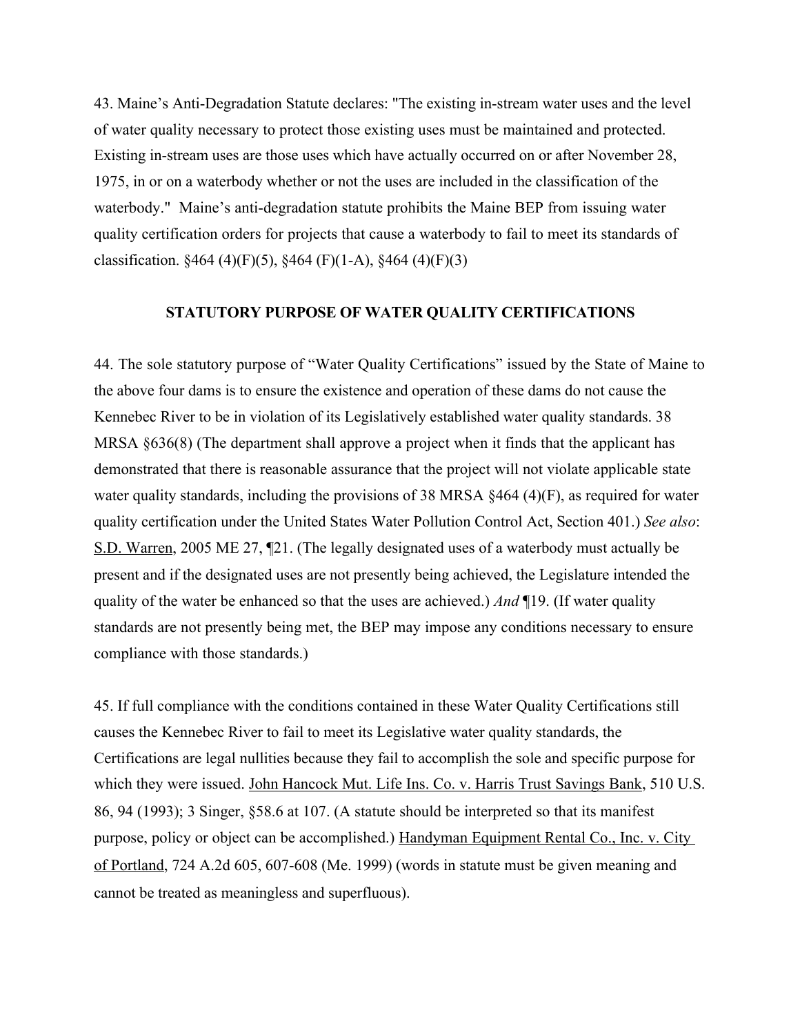43. Maine's Anti-Degradation Statute declares: "The existing in-stream water uses and the level of water quality necessary to protect those existing uses must be maintained and protected. Existing in-stream uses are those uses which have actually occurred on or after November 28, 1975, in or on a waterbody whether or not the uses are included in the classification of the waterbody." Maine's anti-degradation statute prohibits the Maine BEP from issuing water quality certification orders for projects that cause a waterbody to fail to meet its standards of classification. §464 (4)(F)(5), §464 (F)(1-A), §464 (4)(F)(3)

## STATUTORY PURPOSE OF WATER QUALITY CERTIFICATIONS

44. The sole statutory purpose of "Water Quality Certifications" issued by the State of Maine to the above four dams is to ensure the existence and operation of these dams do not cause the Kennebec River to be in violation of its Legislatively established water quality standards. 38 MRSA §636(8) (The department shall approve a project when it finds that the applicant has demonstrated that there is reasonable assurance that the project will not violate applicable state water quality standards, including the provisions of 38 MRSA §464 (4)(F), as required for water quality certification under the United States Water Pollution Control Act, Section 401.) *See also*: S.D. Warren, 2005 ME 27, ¶21. (The legally designated uses of a waterbody must actually be present and if the designated uses are not presently being achieved, the Legislature intended the quality of the water be enhanced so that the uses are achieved.) *And* ¶19. (If water quality standards are not presently being met, the BEP may impose any conditions necessary to ensure compliance with those standards.)

45. If full compliance with the conditions contained in these Water Quality Certifications still causes the Kennebec River to fail to meet its Legislative water quality standards, the Certifications are legal nullities because they fail to accomplish the sole and specific purpose for which they were issued. John Hancock Mut. Life Ins. Co. v. Harris Trust Savings Bank, 510 U.S. 86, 94 (1993); 3 Singer, §58.6 at 107. (A statute should be interpreted so that its manifest purpose, policy or object can be accomplished.) Handyman Equipment Rental Co., Inc. v. City of Portland, 724 A.2d 605, 607-608 (Me. 1999) (words in statute must be given meaning and cannot be treated as meaningless and superfluous).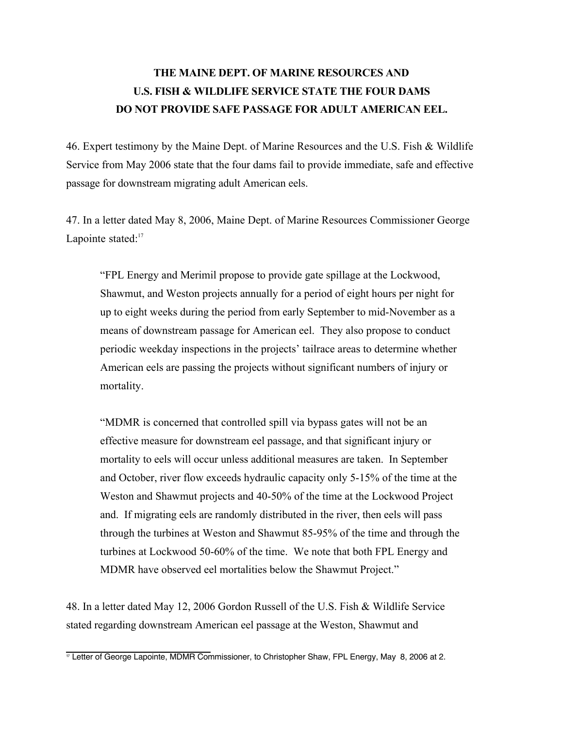**THE MAINE DEPT. OF MARINE RESOURCES AND U.S. FISH & WILDLIFE SERVICE STATE THE FOUR DAMS DO NOT PROVIDE SAFE PASSAGE FOR ADULT AMERICAN EEL.**

46. Expert testimony by the Maine Dept. of Marine Resources and the U.S. Fish & Wildlife Service from May 2006 state that the four dams fail to provide immediate, safe and effective passage for downstream migrating adult American eels.

47. In a letter dated May 8, 2006, Maine Dept. of Marine Resources Commissioner George Lapointe stated:[17]

> "FPL Energy and Merimil propose to provide gate spillage at the Lockwood, Shawmut, and Weston projects annually for a period of eight hours per night for up to eight weeks during the period from early September to mid-November as a means of downstream passage for American eel. They also propose to conduct periodic weekday inspections in the projects' tailrace areas to determine whether American eels are passing the projects without significant numbers of injury or mortality.
>
> "MDMR is concerned that controlled spill via bypass gates will not be an effective measure for downstream eel passage, and that significant injury or mortality to eels will occur unless additional measures are taken. In September and October, river flow exceeds hydraulic capacity only 5-15% of the time at the Weston and Shawmut projects and 40-50% of the time at the Lockwood Project and. If migrating eels are randomly distributed in the river, then eels will pass through the turbines at Weston and Shawmut 85-95% of the time and through the turbines at Lockwood 50-60% of the time. We note that both FPL Energy and MDMR have observed eel mortalities below the Shawmut Project."

48. In a letter dated May 12, 2006 Gordon Russell of the U.S. Fish & Wildlife Service stated regarding downstream American eel passage at the Weston, Shawmut and

[17] Letter of George Lapointe, MDMR Commissioner, to Christopher Shaw, FPL Energy, May 8, 2006 at 2.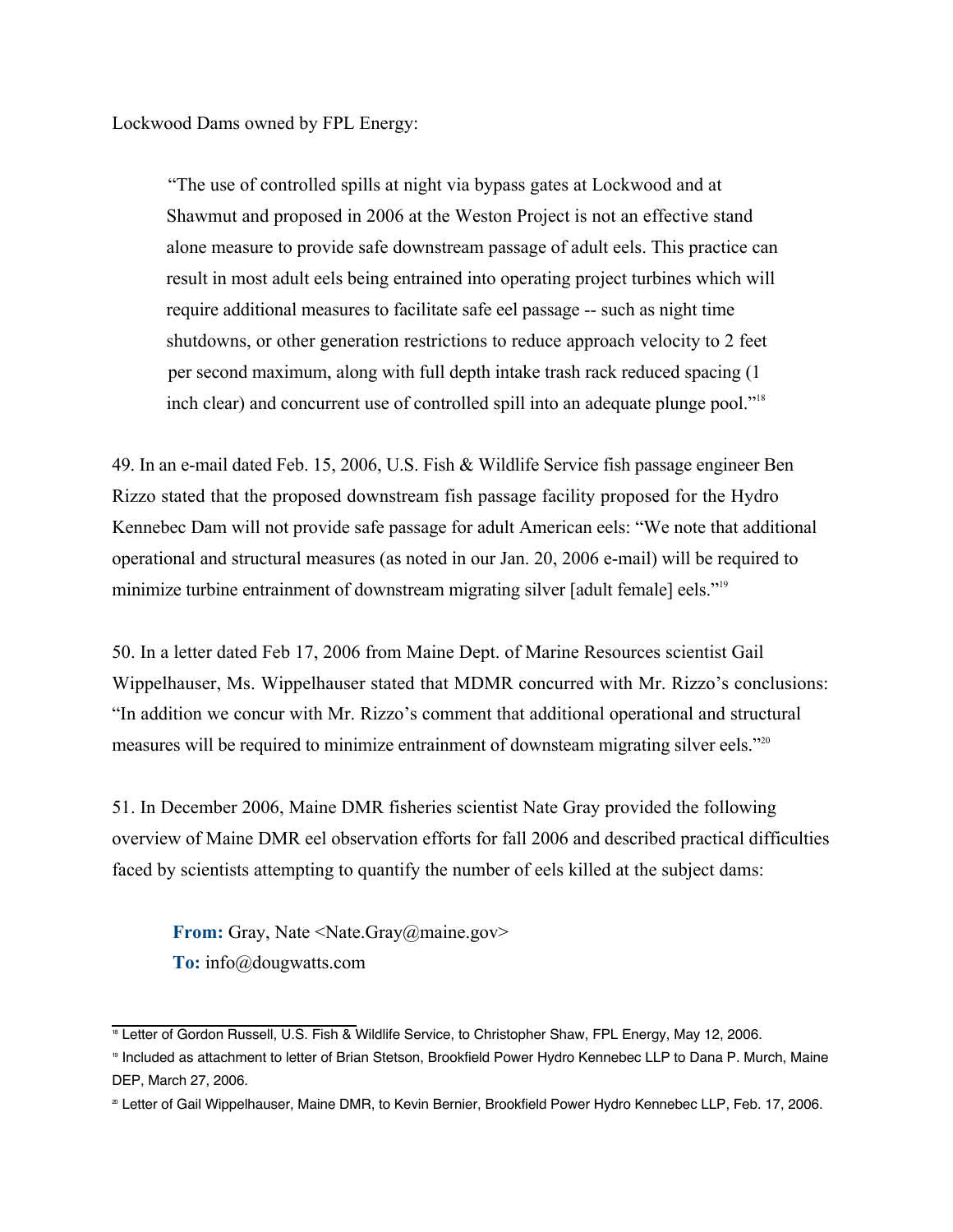Lockwood Dams owned by FPL Energy:

> "The use of controlled spills at night via bypass gates at Lockwood and at Shawmut and proposed in 2006 at the Weston Project is not an effective stand alone measure to provide safe downstream passage of adult eels. This practice can result in most adult eels being entrained into operating project turbines which will require additional measures to facilitate safe eel passage -- such as night time shutdowns, or other generation restrictions to reduce approach velocity to 2 feet per second maximum, along with full depth intake trash rack reduced spacing (1 inch clear) and concurrent use of controlled spill into an adequate plunge pool."[18]

49. In an e-mail dated Feb. 15, 2006, U.S. Fish & Wildlife Service fish passage engineer Ben Rizzo stated that the proposed downstream fish passage facility proposed for the Hydro Kennebec Dam will not provide safe passage for adult American eels: "We note that additional operational and structural measures (as noted in our Jan. 20, 2006 e-mail) will be required to minimize turbine entrainment of downstream migrating silver [adult female] eels."[19]

50. In a letter dated Feb 17, 2006 from Maine Dept. of Marine Resources scientist Gail Wippelhauser, Ms. Wippelhauser stated that MDMR concurred with Mr. Rizzo's conclusions: "In addition we concur with Mr. Rizzo's comment that additional operational and structural measures will be required to minimize entrainment of downsteam migrating silver eels."[20]

51. In December 2006, Maine DMR fisheries scientist Nate Gray provided the following overview of Maine DMR eel observation efforts for fall 2006 and described practical difficulties faced by scientists attempting to quantify the number of eels killed at the subject dams:

> **From:** Gray, Nate <Nate.Gray@maine.gov>
> **To:** info@dougwatts.com

---

[18] Letter of Gordon Russell, U.S. Fish & Wildlife Service, to Christopher Shaw, FPL Energy, May 12, 2006.

[19] Included as attachment to letter of Brian Stetson, Brookfield Power Hydro Kennebec LLP to Dana P. Murch, Maine DEP, March 27, 2006.

[20] Letter of Gail Wippelhauser, Maine DMR, to Kevin Bernier, Brookfield Power Hydro Kennebec LLP, Feb. 17, 2006.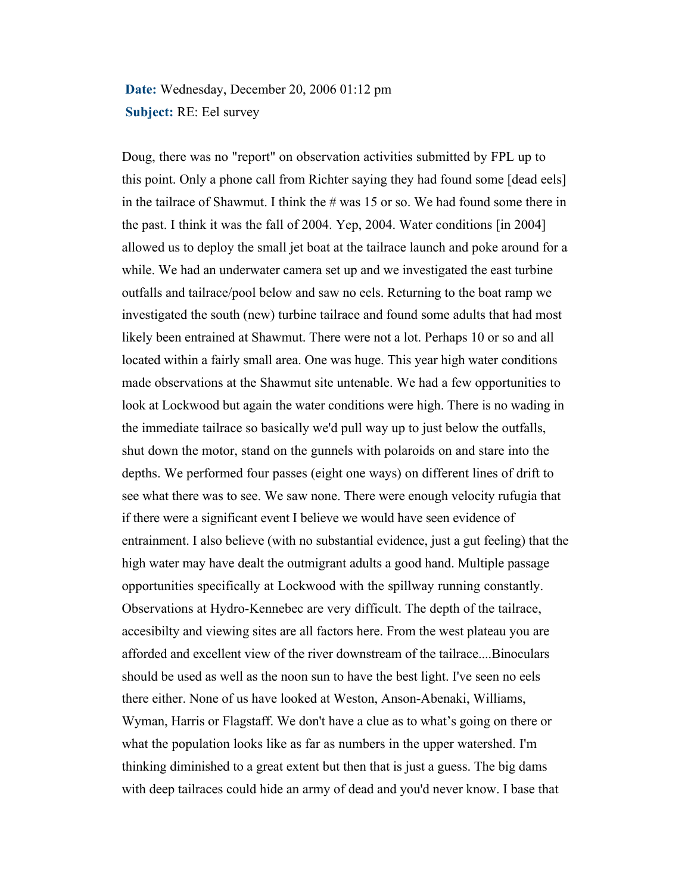**Date:** Wednesday, December 20, 2006 01:12 pm

**Subject:** RE: Eel survey

Doug, there was no "report" on observation activities submitted by FPL up to this point. Only a phone call from Richter saying they had found some [dead eels] in the tailrace of Shawmut. I think the # was 15 or so. We had found some there in the past. I think it was the fall of 2004. Yep, 2004. Water conditions [in 2004] allowed us to deploy the small jet boat at the tailrace launch and poke around for a while. We had an underwater camera set up and we investigated the east turbine outfalls and tailrace/pool below and saw no eels. Returning to the boat ramp we investigated the south (new) turbine tailrace and found some adults that had most likely been entrained at Shawmut. There were not a lot. Perhaps 10 or so and all located within a fairly small area. One was huge. This year high water conditions made observations at the Shawmut site untenable. We had a few opportunities to look at Lockwood but again the water conditions were high. There is no wading in the immediate tailrace so basically we'd pull way up to just below the outfalls, shut down the motor, stand on the gunnels with polaroids on and stare into the depths. We performed four passes (eight one ways) on different lines of drift to see what there was to see. We saw none. There were enough velocity rufugia that if there were a significant event I believe we would have seen evidence of entrainment. I also believe (with no substantial evidence, just a gut feeling) that the high water may have dealt the outmigrant adults a good hand. Multiple passage opportunities specifically at Lockwood with the spillway running constantly. Observations at Hydro-Kennebec are very difficult. The depth of the tailrace, accesibilty and viewing sites are all factors here. From the west plateau you are afforded and excellent view of the river downstream of the tailrace....Binoculars should be used as well as the noon sun to have the best light. I've seen no eels there either. None of us have looked at Weston, Anson-Abenaki, Williams, Wyman, Harris or Flagstaff. We don't have a clue as to what's going on there or what the population looks like as far as numbers in the upper watershed. I'm thinking diminished to a great extent but then that is just a guess. The big dams with deep tailraces could hide an army of dead and you'd never know. I base that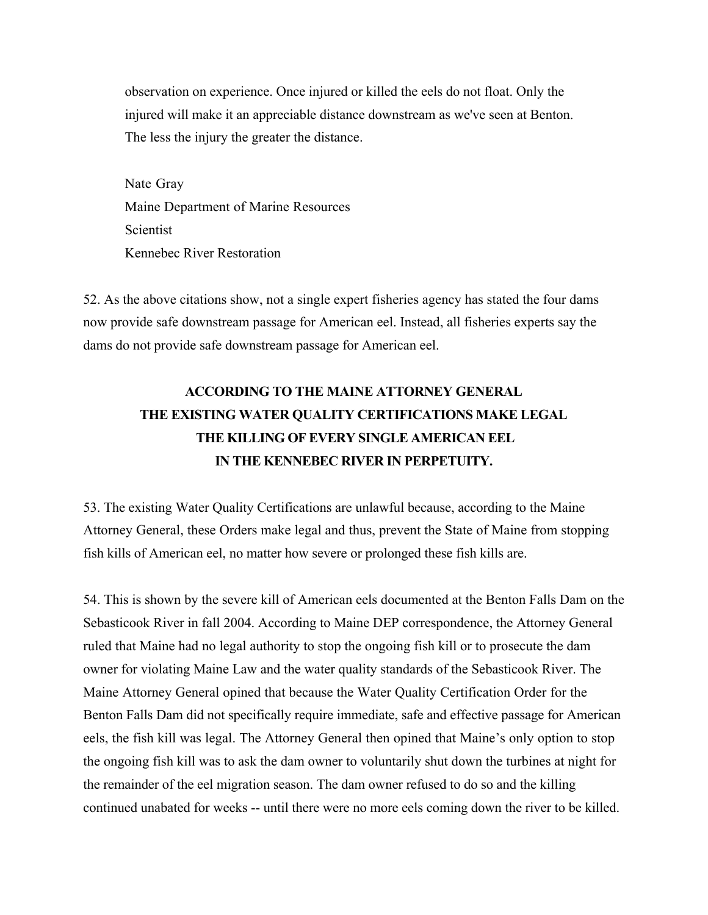> observation on experience. Once injured or killed the eels do not float. Only the injured will make it an appreciable distance downstream as we've seen at Benton. The less the injury the greater the distance.
>
> Nate Gray
> Maine Department of Marine Resources
> Scientist
> Kennebec River Restoration

52. As the above citations show, not a single expert fisheries agency has stated the four dams now provide safe downstream passage for American eel. Instead, all fisheries experts say the dams do not provide safe downstream passage for American eel.

**ACCORDING TO THE MAINE ATTORNEY GENERAL THE EXISTING WATER QUALITY CERTIFICATIONS MAKE LEGAL THE KILLING OF EVERY SINGLE AMERICAN EEL IN THE KENNEBEC RIVER IN PERPETUITY.**

53. The existing Water Quality Certifications are unlawful because, according to the Maine Attorney General, these Orders make legal and thus, prevent the State of Maine from stopping fish kills of American eel, no matter how severe or prolonged these fish kills are.

54. This is shown by the severe kill of American eels documented at the Benton Falls Dam on the Sebasticook River in fall 2004. According to Maine DEP correspondence, the Attorney General ruled that Maine had no legal authority to stop the ongoing fish kill or to prosecute the dam owner for violating Maine Law and the water quality standards of the Sebasticook River. The Maine Attorney General opined that because the Water Quality Certification Order for the Benton Falls Dam did not specifically require immediate, safe and effective passage for American eels, the fish kill was legal. The Attorney General then opined that Maine's only option to stop the ongoing fish kill was to ask the dam owner to voluntarily shut down the turbines at night for the remainder of the eel migration season. The dam owner refused to do so and the killing continued unabated for weeks -- until there were no more eels coming down the river to be killed.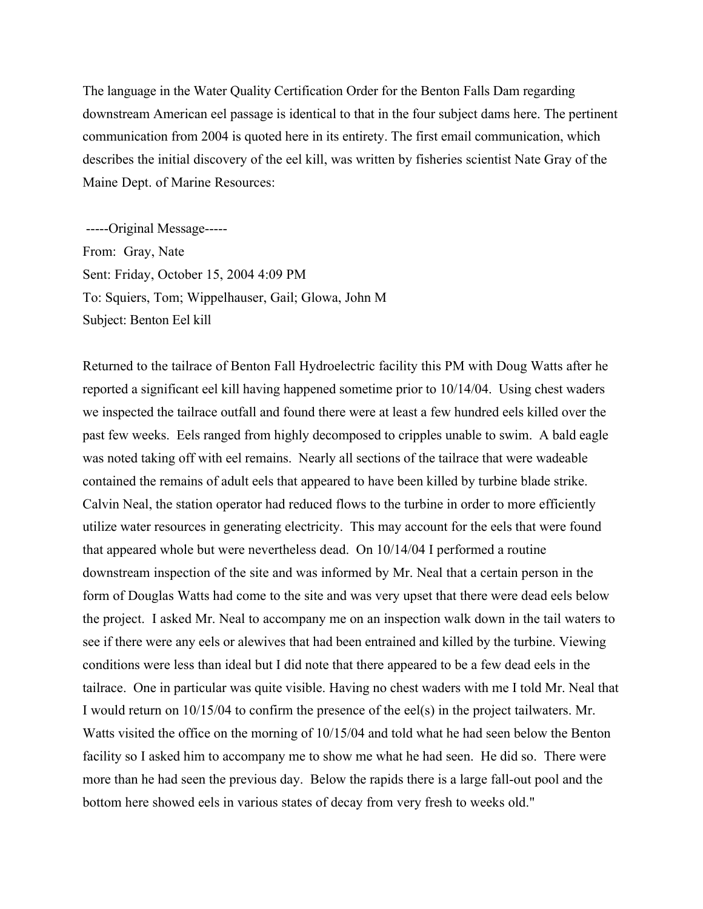The language in the Water Quality Certification Order for the Benton Falls Dam regarding downstream American eel passage is identical to that in the four subject dams here. The pertinent communication from 2004 is quoted here in its entirety. The first email communication, which describes the initial discovery of the eel kill, was written by fisheries scientist Nate Gray of the Maine Dept. of Marine Resources:

-----Original Message-----
From: Gray, Nate
Sent: Friday, October 15, 2004 4:09 PM
To: Squiers, Tom; Wippelhauser, Gail; Glowa, John M
Subject: Benton Eel kill

Returned to the tailrace of Benton Fall Hydroelectric facility this PM with Doug Watts after he reported a significant eel kill having happened sometime prior to 10/14/04. Using chest waders we inspected the tailrace outfall and found there were at least a few hundred eels killed over the past few weeks. Eels ranged from highly decomposed to cripples unable to swim. A bald eagle was noted taking off with eel remains. Nearly all sections of the tailrace that were wadeable contained the remains of adult eels that appeared to have been killed by turbine blade strike. Calvin Neal, the station operator had reduced flows to the turbine in order to more efficiently utilize water resources in generating electricity. This may account for the eels that were found that appeared whole but were nevertheless dead. On 10/14/04 I performed a routine downstream inspection of the site and was informed by Mr. Neal that a certain person in the form of Douglas Watts had come to the site and was very upset that there were dead eels below the project. I asked Mr. Neal to accompany me on an inspection walk down in the tail waters to see if there were any eels or alewives that had been entrained and killed by the turbine. Viewing conditions were less than ideal but I did note that there appeared to be a few dead eels in the tailrace. One in particular was quite visible. Having no chest waders with me I told Mr. Neal that I would return on 10/15/04 to confirm the presence of the eel(s) in the project tailwaters. Mr. Watts visited the office on the morning of 10/15/04 and told what he had seen below the Benton facility so I asked him to accompany me to show me what he had seen. He did so. There were more than he had seen the previous day. Below the rapids there is a large fall-out pool and the bottom here showed eels in various states of decay from very fresh to weeks old."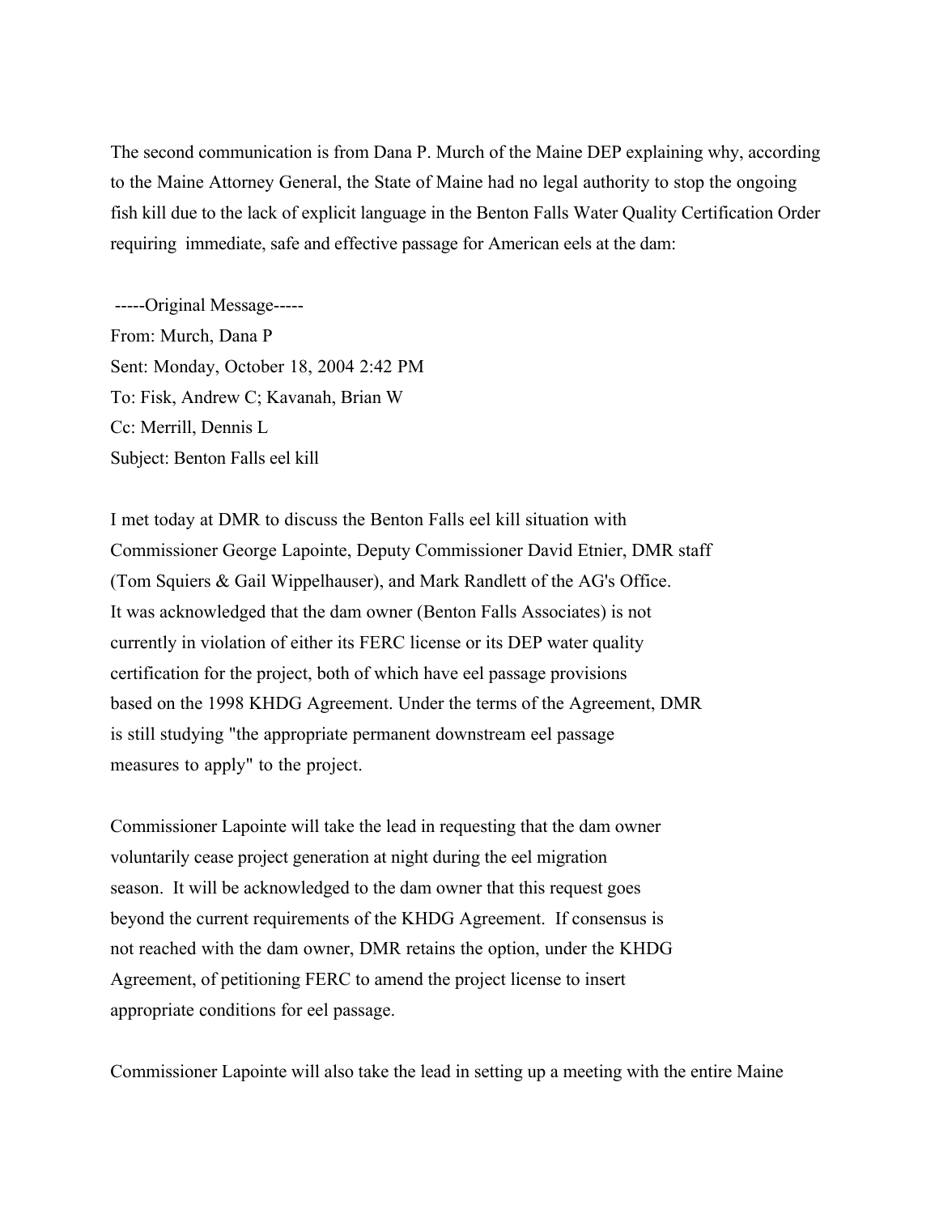The second communication is from Dana P. Murch of the Maine DEP explaining why, according to the Maine Attorney General, the State of Maine had no legal authority to stop the ongoing fish kill due to the lack of explicit language in the Benton Falls Water Quality Certification Order requiring immediate, safe and effective passage for American eels at the dam:

-----Original Message-----
From: Murch, Dana P
Sent: Monday, October 18, 2004 2:42 PM
To: Fisk, Andrew C; Kavanah, Brian W
Cc: Merrill, Dennis L
Subject: Benton Falls eel kill

I met today at DMR to discuss the Benton Falls eel kill situation with Commissioner George Lapointe, Deputy Commissioner David Etnier, DMR staff (Tom Squiers & Gail Wippelhauser), and Mark Randlett of the AG's Office. It was acknowledged that the dam owner (Benton Falls Associates) is not currently in violation of either its FERC license or its DEP water quality certification for the project, both of which have eel passage provisions based on the 1998 KHDG Agreement. Under the terms of the Agreement, DMR is still studying "the appropriate permanent downstream eel passage measures to apply" to the project.

Commissioner Lapointe will take the lead in requesting that the dam owner voluntarily cease project generation at night during the eel migration season. It will be acknowledged to the dam owner that this request goes beyond the current requirements of the KHDG Agreement. If consensus is not reached with the dam owner, DMR retains the option, under the KHDG Agreement, of petitioning FERC to amend the project license to insert appropriate conditions for eel passage.

Commissioner Lapointe will also take the lead in setting up a meeting with the entire Maine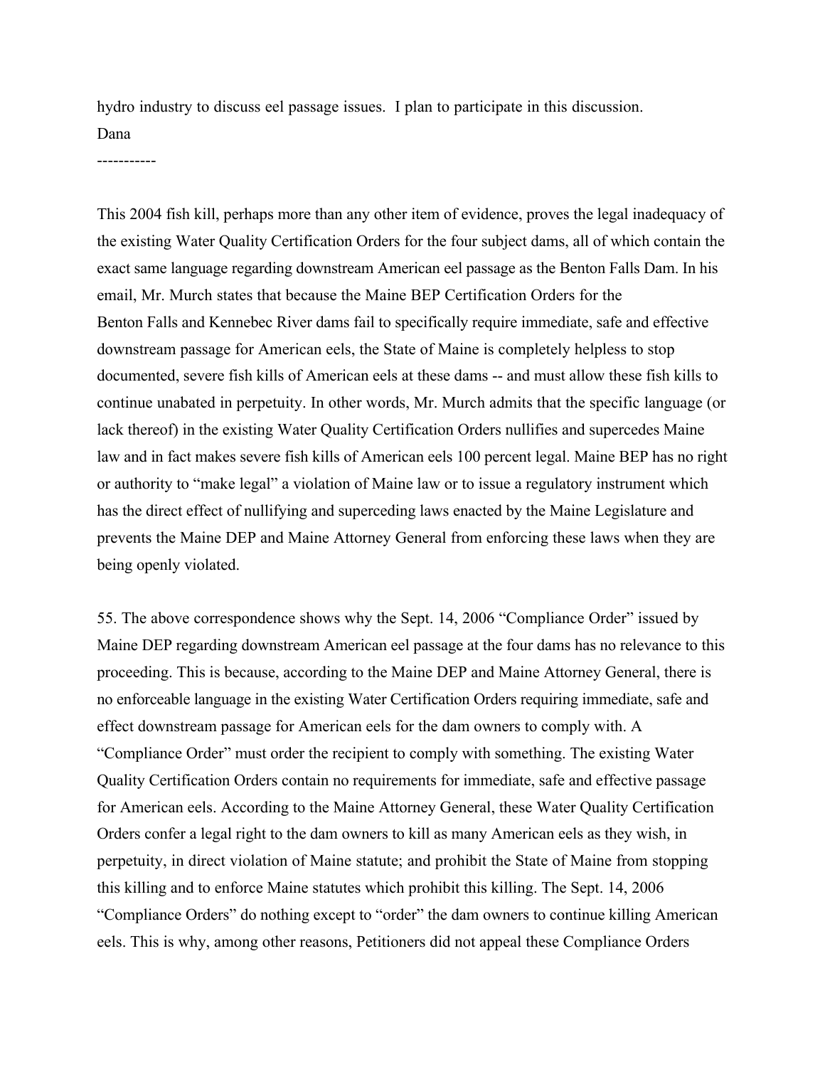hydro industry to discuss eel passage issues.  I plan to participate in this discussion.

Dana

-----------

This 2004 fish kill, perhaps more than any other item of evidence, proves the legal inadequacy of the existing Water Quality Certification Orders for the four subject dams, all of which contain the exact same language regarding downstream American eel passage as the Benton Falls Dam. In his email, Mr. Murch states that because the Maine BEP Certification Orders for the Benton Falls and Kennebec River dams fail to specifically require immediate, safe and effective downstream passage for American eels, the State of Maine is completely helpless to stop documented, severe fish kills of American eels at these dams -- and must allow these fish kills to continue unabated in perpetuity. In other words, Mr. Murch admits that the specific language (or lack thereof) in the existing Water Quality Certification Orders nullifies and supercedes Maine law and in fact makes severe fish kills of American eels 100 percent legal. Maine BEP has no right or authority to "make legal" a violation of Maine law or to issue a regulatory instrument which has the direct effect of nullifying and superceding laws enacted by the Maine Legislature and prevents the Maine DEP and Maine Attorney General from enforcing these laws when they are being openly violated.

55. The above correspondence shows why the Sept. 14, 2006 "Compliance Order" issued by Maine DEP regarding downstream American eel passage at the four dams has no relevance to this proceeding. This is because, according to the Maine DEP and Maine Attorney General, there is no enforceable language in the existing Water Certification Orders requiring immediate, safe and effect downstream passage for American eels for the dam owners to comply with. A "Compliance Order" must order the recipient to comply with something. The existing Water Quality Certification Orders contain no requirements for immediate, safe and effective passage for American eels. According to the Maine Attorney General, these Water Quality Certification Orders confer a legal right to the dam owners to kill as many American eels as they wish, in perpetuity, in direct violation of Maine statute; and prohibit the State of Maine from stopping this killing and to enforce Maine statutes which prohibit this killing. The Sept. 14, 2006 "Compliance Orders" do nothing except to "order" the dam owners to continue killing American eels. This is why, among other reasons, Petitioners did not appeal these Compliance Orders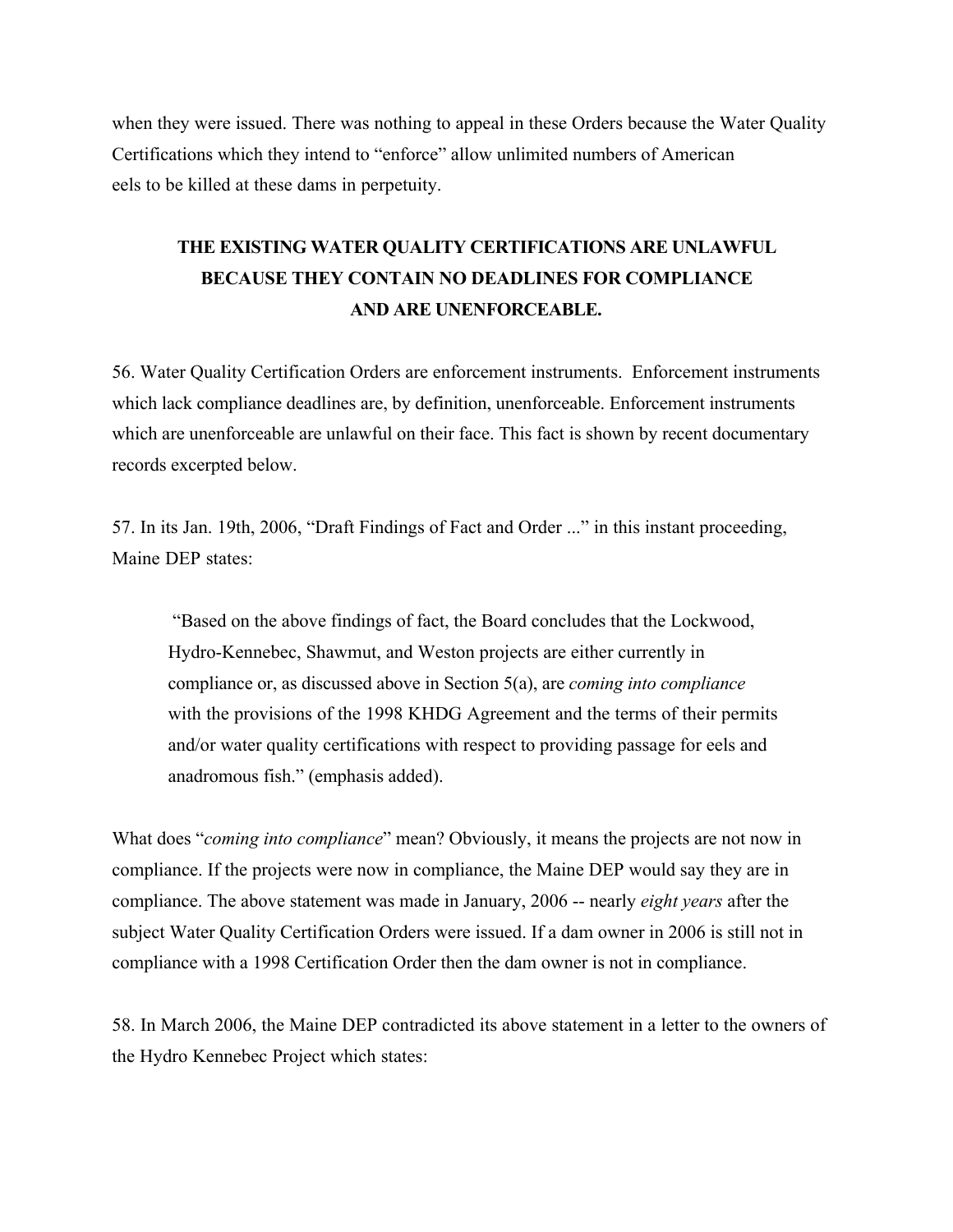when they were issued. There was nothing to appeal in these Orders because the Water Quality Certifications which they intend to "enforce" allow unlimited numbers of American eels to be killed at these dams in perpetuity.

## THE EXISTING WATER QUALITY CERTIFICATIONS ARE UNLAWFUL BECAUSE THEY CONTAIN NO DEADLINES FOR COMPLIANCE AND ARE UNENFORCEABLE.

56. Water Quality Certification Orders are enforcement instruments. Enforcement instruments which lack compliance deadlines are, by definition, unenforceable. Enforcement instruments which are unenforceable are unlawful on their face. This fact is shown by recent documentary records excerpted below.

57. In its Jan. 19th, 2006, "Draft Findings of Fact and Order ..." in this instant proceeding, Maine DEP states:

> "Based on the above findings of fact, the Board concludes that the Lockwood, Hydro-Kennebec, Shawmut, and Weston projects are either currently in compliance or, as discussed above in Section 5(a), are *coming into compliance* with the provisions of the 1998 KHDG Agreement and the terms of their permits and/or water quality certifications with respect to providing passage for eels and anadromous fish." (emphasis added).

What does "*coming into compliance*" mean? Obviously, it means the projects are not now in compliance. If the projects were now in compliance, the Maine DEP would say they are in compliance. The above statement was made in January, 2006 -- nearly *eight years* after the subject Water Quality Certification Orders were issued. If a dam owner in 2006 is still not in compliance with a 1998 Certification Order then the dam owner is not in compliance.

58. In March 2006, the Maine DEP contradicted its above statement in a letter to the owners of the Hydro Kennebec Project which states: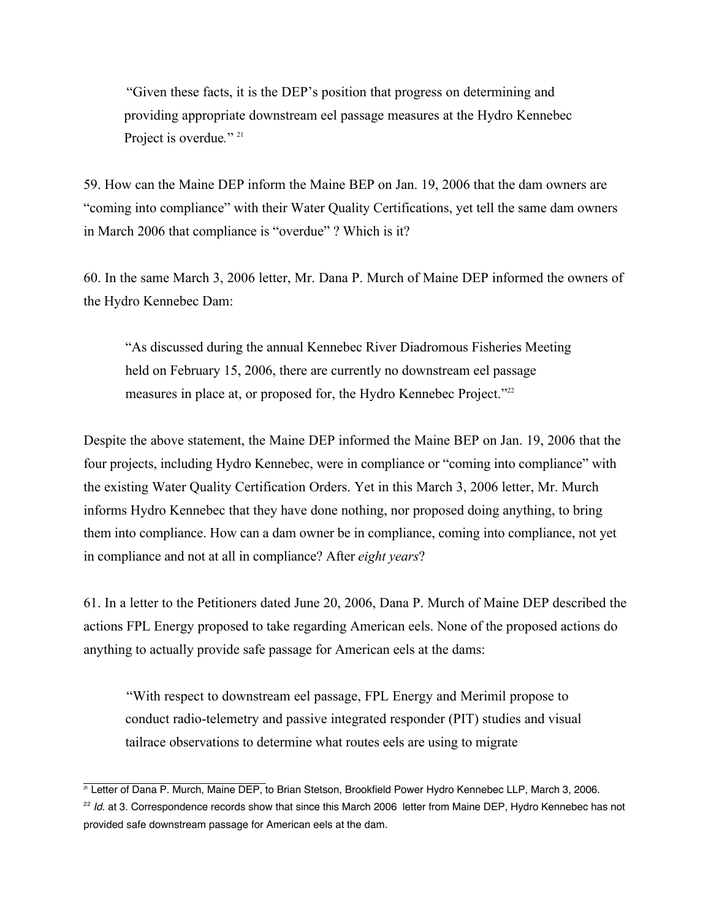> "Given these facts, it is the DEP's position that progress on determining and providing appropriate downstream eel passage measures at the Hydro Kennebec Project is overdue." [21]

59. How can the Maine DEP inform the Maine BEP on Jan. 19, 2006 that the dam owners are "coming into compliance" with their Water Quality Certifications, yet tell the same dam owners in March 2006 that compliance is "overdue" ? Which is it?

60. In the same March 3, 2006 letter, Mr. Dana P. Murch of Maine DEP informed the owners of the Hydro Kennebec Dam:

> "As discussed during the annual Kennebec River Diadromous Fisheries Meeting held on February 15, 2006, there are currently no downstream eel passage measures in place at, or proposed for, the Hydro Kennebec Project."[22]

Despite the above statement, the Maine DEP informed the Maine BEP on Jan. 19, 2006 that the four projects, including Hydro Kennebec, were in compliance or "coming into compliance" with the existing Water Quality Certification Orders. Yet in this March 3, 2006 letter, Mr. Murch informs Hydro Kennebec that they have done nothing, nor proposed doing anything, to bring them into compliance. How can a dam owner be in compliance, coming into compliance, not yet in compliance and not at all in compliance? After *eight years*?

61. In a letter to the Petitioners dated June 20, 2006, Dana P. Murch of Maine DEP described the actions FPL Energy proposed to take regarding American eels. None of the proposed actions do anything to actually provide safe passage for American eels at the dams:

> "With respect to downstream eel passage, FPL Energy and Merimil propose to conduct radio-telemetry and passive integrated responder (PIT) studies and visual tailrace observations to determine what routes eels are using to migrate

---

[21] Letter of Dana P. Murch, Maine DEP, to Brian Stetson, Brookfield Power Hydro Kennebec LLP, March 3, 2006.

[22] *Id.* at 3. Correspondence records show that since this March 2006 letter from Maine DEP, Hydro Kennebec has not provided safe downstream passage for American eels at the dam.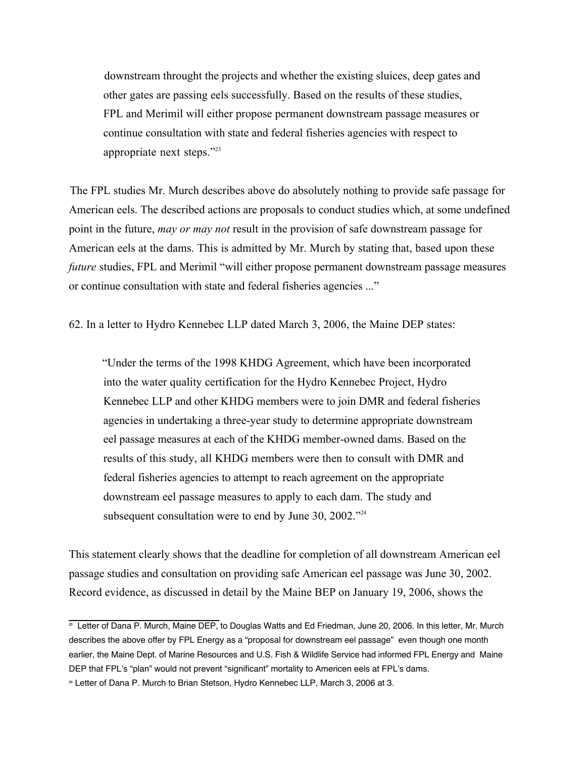> downstream throught the projects and whether the existing sluices, deep gates and other gates are passing eels successfully. Based on the results of these studies, FPL and Merimil will either propose permanent downstream passage measures or continue consultation with state and federal fisheries agencies with respect to appropriate next steps."[23]

The FPL studies Mr. Murch describes above do absolutely nothing to provide safe passage for American eels. The described actions are proposals to conduct studies which, at some undefined point in the future, *may or may not* result in the provision of safe downstream passage for American eels at the dams. This is admitted by Mr. Murch by stating that, based upon these *future* studies, FPL and Merimil "will either propose permanent downstream passage measures or continue consultation with state and federal fisheries agencies ..."

62. In a letter to Hydro Kennebec LLP dated March 3, 2006, the Maine DEP states:

> "Under the terms of the 1998 KHDG Agreement, which have been incorporated into the water quality certification for the Hydro Kennebec Project, Hydro Kennebec LLP and other KHDG members were to join DMR and federal fisheries agencies in undertaking a three-year study to determine appropriate downstream eel passage measures at each of the KHDG member-owned dams. Based on the results of this study, all KHDG members were then to consult with DMR and federal fisheries agencies to attempt to reach agreement on the appropriate downstream eel passage measures to apply to each dam. The study and subsequent consultation were to end by June 30, 2002."[24]

This statement clearly shows that the deadline for completion of all downstream American eel passage studies and consultation on providing safe American eel passage was June 30, 2002. Record evidence, as discussed in detail by the Maine BEP on January 19, 2006, shows the

---

[23] Letter of Dana P. Murch, Maine DEP, to Douglas Watts and Ed Friedman, June 20, 2006. In this letter, Mr. Murch describes the above offer by FPL Energy as a "proposal for downstream eel passage" even though one month earlier, the Maine Dept. of Marine Resources and U.S. Fish & Wildlife Service had informed FPL Energy and Maine DEP that FPL's "plan" would not prevent "significant" mortality to Americen eels at FPL's dams.

[24] Letter of Dana P. Murch to Brian Stetson, Hydro Kennebec LLP, March 3, 2006 at 3.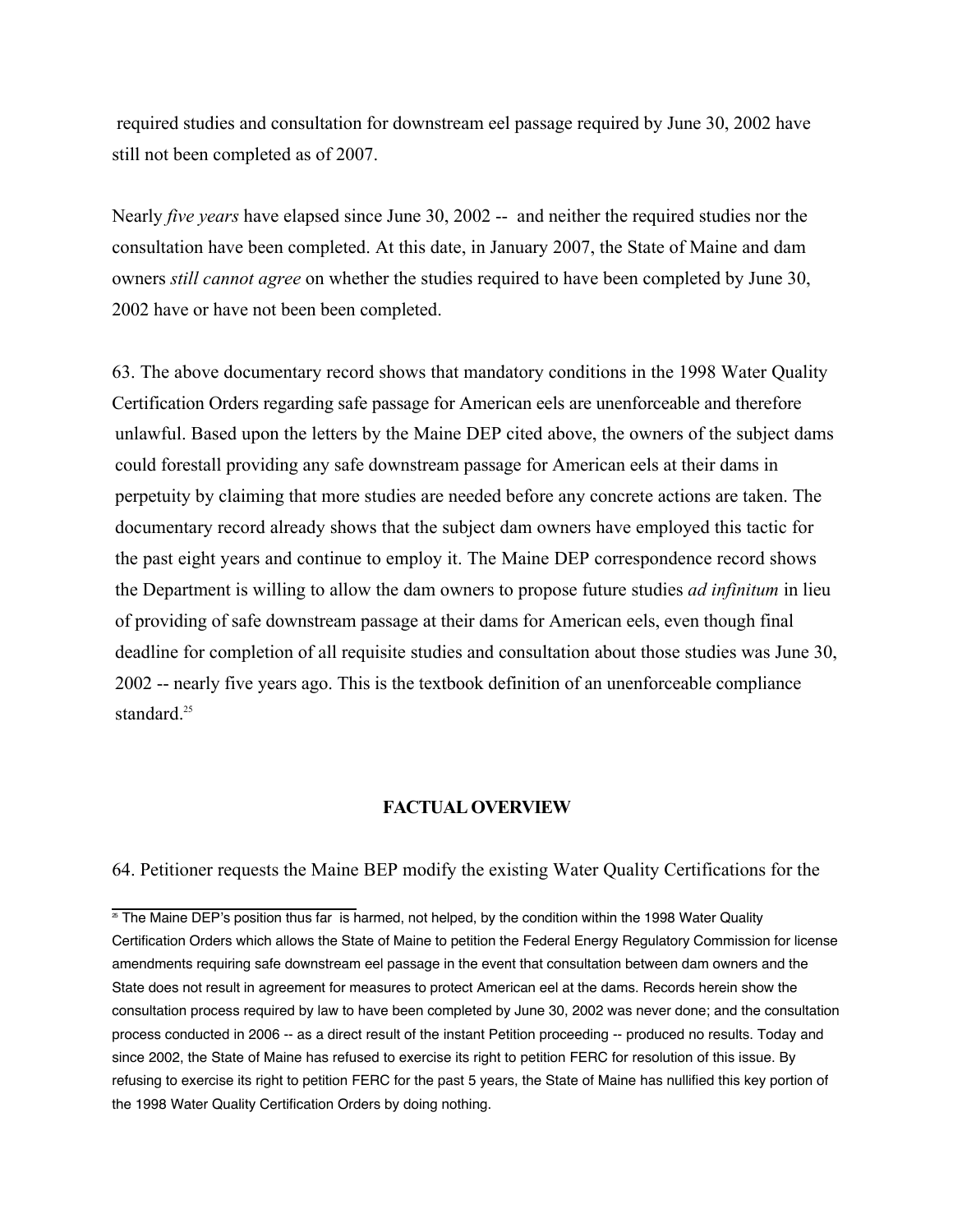required studies and consultation for downstream eel passage required by June 30, 2002 have still not been completed as of 2007.

Nearly *five years* have elapsed since June 30, 2002 -- and neither the required studies nor the consultation have been completed. At this date, in January 2007, the State of Maine and dam owners *still cannot agree* on whether the studies required to have been completed by June 30, 2002 have or have not been been completed.

63. The above documentary record shows that mandatory conditions in the 1998 Water Quality Certification Orders regarding safe passage for American eels are unenforceable and therefore unlawful. Based upon the letters by the Maine DEP cited above, the owners of the subject dams could forestall providing any safe downstream passage for American eels at their dams in perpetuity by claiming that more studies are needed before any concrete actions are taken. The documentary record already shows that the subject dam owners have employed this tactic for the past eight years and continue to employ it. The Maine DEP correspondence record shows the Department is willing to allow the dam owners to propose future studies *ad infinitum* in lieu of providing of safe downstream passage at their dams for American eels, even though final deadline for completion of all requisite studies and consultation about those studies was June 30, 2002 -- nearly five years ago. This is the textbook definition of an unenforceable compliance standard.[25]

## FACTUAL OVERVIEW

64. Petitioner requests the Maine BEP modify the existing Water Quality Certifications for the

[25] The Maine DEP's position thus far is harmed, not helped, by the condition within the 1998 Water Quality Certification Orders which allows the State of Maine to petition the Federal Energy Regulatory Commission for license amendments requiring safe downstream eel passage in the event that consultation between dam owners and the State does not result in agreement for measures to protect American eel at the dams. Records herein show the consultation process required by law to have been completed by June 30, 2002 was never done; and the consultation process conducted in 2006 -- as a direct result of the instant Petition proceeding -- produced no results. Today and since 2002, the State of Maine has refused to exercise its right to petition FERC for resolution of this issue. By refusing to exercise its right to petition FERC for the past 5 years, the State of Maine has nullified this key portion of the 1998 Water Quality Certification Orders by doing nothing.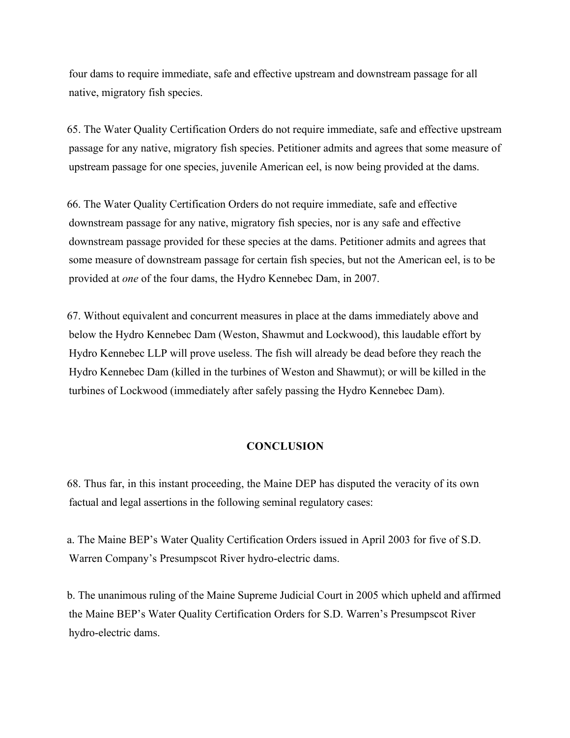four dams to require immediate, safe and effective upstream and downstream passage for all native, migratory fish species.

65. The Water Quality Certification Orders do not require immediate, safe and effective upstream passage for any native, migratory fish species. Petitioner admits and agrees that some measure of upstream passage for one species, juvenile American eel, is now being provided at the dams.

66. The Water Quality Certification Orders do not require immediate, safe and effective downstream passage for any native, migratory fish species, nor is any safe and effective downstream passage provided for these species at the dams. Petitioner admits and agrees that some measure of downstream passage for certain fish species, but not the American eel, is to be provided at *one* of the four dams, the Hydro Kennebec Dam, in 2007.

67. Without equivalent and concurrent measures in place at the dams immediately above and below the Hydro Kennebec Dam (Weston, Shawmut and Lockwood), this laudable effort by Hydro Kennebec LLP will prove useless. The fish will already be dead before they reach the Hydro Kennebec Dam (killed in the turbines of Weston and Shawmut); or will be killed in the turbines of Lockwood (immediately after safely passing the Hydro Kennebec Dam).

## CONCLUSION

68. Thus far, in this instant proceeding, the Maine DEP has disputed the veracity of its own factual and legal assertions in the following seminal regulatory cases:

a. The Maine BEP's Water Quality Certification Orders issued in April 2003 for five of S.D. Warren Company's Presumpscot River hydro-electric dams.

b. The unanimous ruling of the Maine Supreme Judicial Court in 2005 which upheld and affirmed the Maine BEP's Water Quality Certification Orders for S.D. Warren's Presumpscot River hydro-electric dams.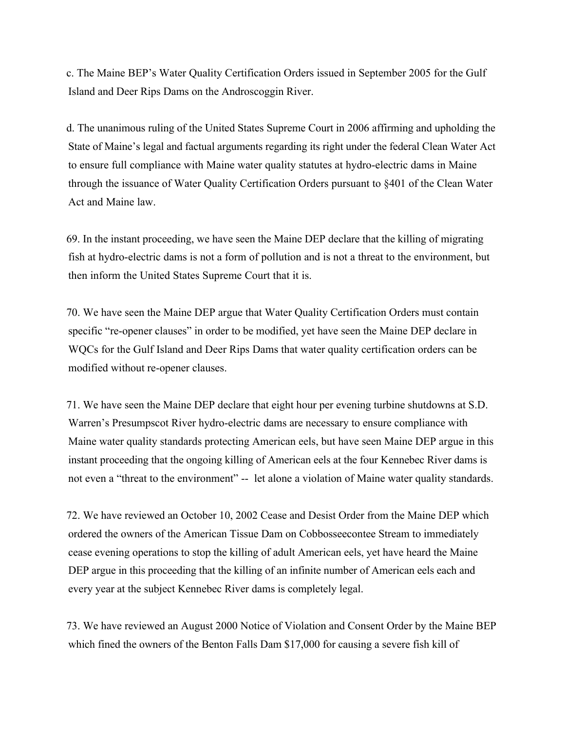c. The Maine BEP's Water Quality Certification Orders issued in September 2005 for the Gulf Island and Deer Rips Dams on the Androscoggin River.

d. The unanimous ruling of the United States Supreme Court in 2006 affirming and upholding the State of Maine's legal and factual arguments regarding its right under the federal Clean Water Act to ensure full compliance with Maine water quality statutes at hydro-electric dams in Maine through the issuance of Water Quality Certification Orders pursuant to §401 of the Clean Water Act and Maine law.

69. In the instant proceeding, we have seen the Maine DEP declare that the killing of migrating fish at hydro-electric dams is not a form of pollution and is not a threat to the environment, but then inform the United States Supreme Court that it is.

70. We have seen the Maine DEP argue that Water Quality Certification Orders must contain specific "re-opener clauses" in order to be modified, yet have seen the Maine DEP declare in WQCs for the Gulf Island and Deer Rips Dams that water quality certification orders can be modified without re-opener clauses.

71. We have seen the Maine DEP declare that eight hour per evening turbine shutdowns at S.D. Warren's Presumpscot River hydro-electric dams are necessary to ensure compliance with Maine water quality standards protecting American eels, but have seen Maine DEP argue in this instant proceeding that the ongoing killing of American eels at the four Kennebec River dams is not even a "threat to the environment" -- let alone a violation of Maine water quality standards.

72. We have reviewed an October 10, 2002 Cease and Desist Order from the Maine DEP which ordered the owners of the American Tissue Dam on Cobbosseecontee Stream to immediately cease evening operations to stop the killing of adult American eels, yet have heard the Maine DEP argue in this proceeding that the killing of an infinite number of American eels each and every year at the subject Kennebec River dams is completely legal.

73. We have reviewed an August 2000 Notice of Violation and Consent Order by the Maine BEP which fined the owners of the Benton Falls Dam $17,000 for causing a severe fish kill of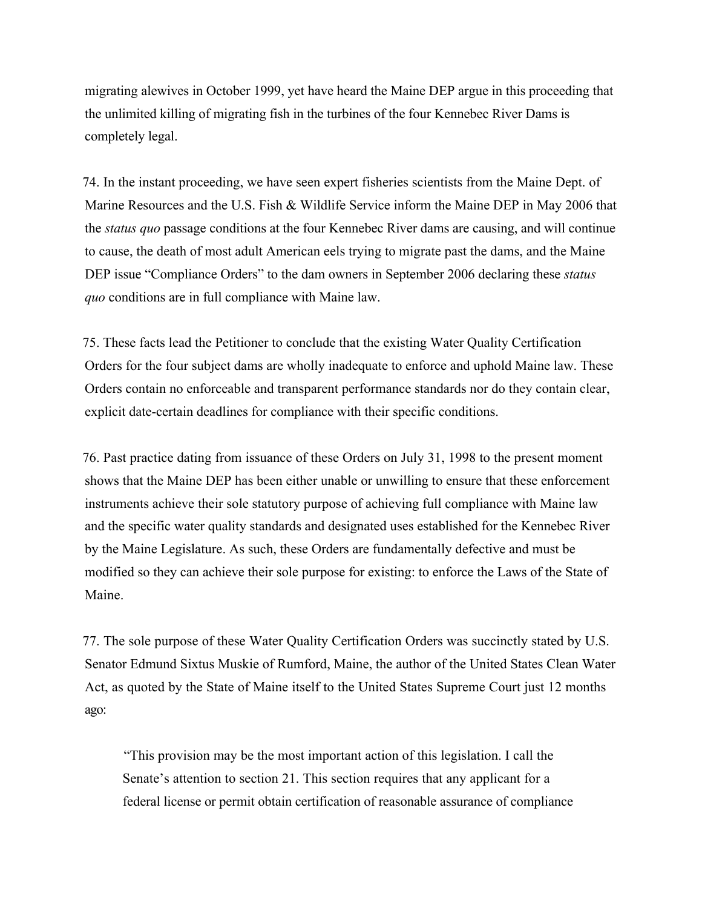migrating alewives in October 1999, yet have heard the Maine DEP argue in this proceeding that the unlimited killing of migrating fish in the turbines of the four Kennebec River Dams is completely legal.

74. In the instant proceeding, we have seen expert fisheries scientists from the Maine Dept. of Marine Resources and the U.S. Fish & Wildlife Service inform the Maine DEP in May 2006 that the *status quo* passage conditions at the four Kennebec River dams are causing, and will continue to cause, the death of most adult American eels trying to migrate past the dams, and the Maine DEP issue "Compliance Orders" to the dam owners in September 2006 declaring these *status quo* conditions are in full compliance with Maine law.

75. These facts lead the Petitioner to conclude that the existing Water Quality Certification Orders for the four subject dams are wholly inadequate to enforce and uphold Maine law. These Orders contain no enforceable and transparent performance standards nor do they contain clear, explicit date-certain deadlines for compliance with their specific conditions.

76. Past practice dating from issuance of these Orders on July 31, 1998 to the present moment shows that the Maine DEP has been either unable or unwilling to ensure that these enforcement instruments achieve their sole statutory purpose of achieving full compliance with Maine law and the specific water quality standards and designated uses established for the Kennebec River by the Maine Legislature. As such, these Orders are fundamentally defective and must be modified so they can achieve their sole purpose for existing: to enforce the Laws of the State of Maine.

77. The sole purpose of these Water Quality Certification Orders was succinctly stated by U.S. Senator Edmund Sixtus Muskie of Rumford, Maine, the author of the United States Clean Water Act, as quoted by the State of Maine itself to the United States Supreme Court just 12 months ago:

> "This provision may be the most important action of this legislation. I call the Senate's attention to section 21. This section requires that any applicant for a federal license or permit obtain certification of reasonable assurance of compliance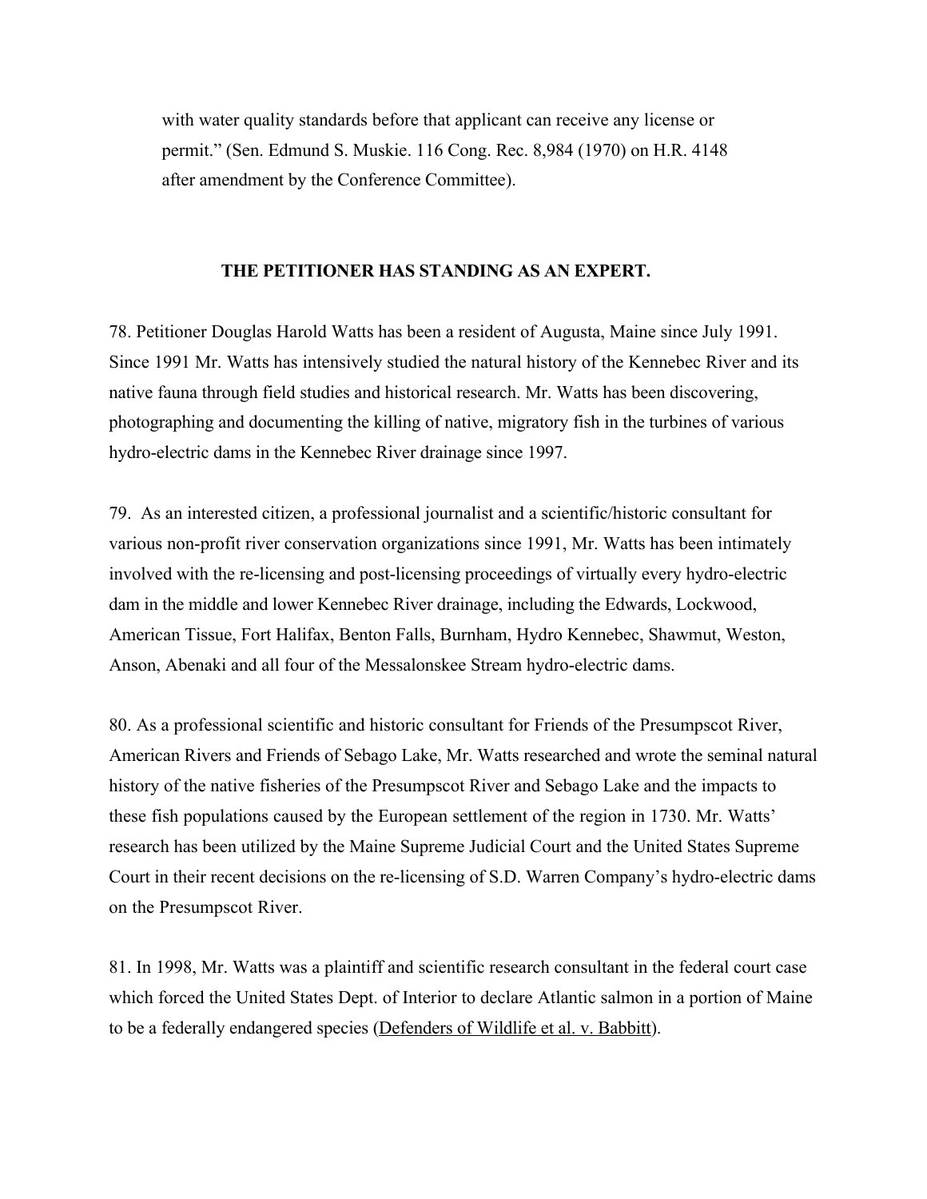with water quality standards before that applicant can receive any license or permit." (Sen. Edmund S. Muskie. 116 Cong. Rec. 8,984 (1970) on H.R. 4148 after amendment by the Conference Committee).

**THE PETITIONER HAS STANDING AS AN EXPERT.**

78. Petitioner Douglas Harold Watts has been a resident of Augusta, Maine since July 1991. Since 1991 Mr. Watts has intensively studied the natural history of the Kennebec River and its native fauna through field studies and historical research. Mr. Watts has been discovering, photographing and documenting the killing of native, migratory fish in the turbines of various hydro-electric dams in the Kennebec River drainage since 1997.

79. As an interested citizen, a professional journalist and a scientific/historic consultant for various non-profit river conservation organizations since 1991, Mr. Watts has been intimately involved with the re-licensing and post-licensing proceedings of virtually every hydro-electric dam in the middle and lower Kennebec River drainage, including the Edwards, Lockwood, American Tissue, Fort Halifax, Benton Falls, Burnham, Hydro Kennebec, Shawmut, Weston, Anson, Abenaki and all four of the Messalonskee Stream hydro-electric dams.

80. As a professional scientific and historic consultant for Friends of the Presumpscot River, American Rivers and Friends of Sebago Lake, Mr. Watts researched and wrote the seminal natural history of the native fisheries of the Presumpscot River and Sebago Lake and the impacts to these fish populations caused by the European settlement of the region in 1730. Mr. Watts' research has been utilized by the Maine Supreme Judicial Court and the United States Supreme Court in their recent decisions on the re-licensing of S.D. Warren Company's hydro-electric dams on the Presumpscot River.

81. In 1998, Mr. Watts was a plaintiff and scientific research consultant in the federal court case which forced the United States Dept. of Interior to declare Atlantic salmon in a portion of Maine to be a federally endangered species (Defenders of Wildlife et al. v. Babbitt).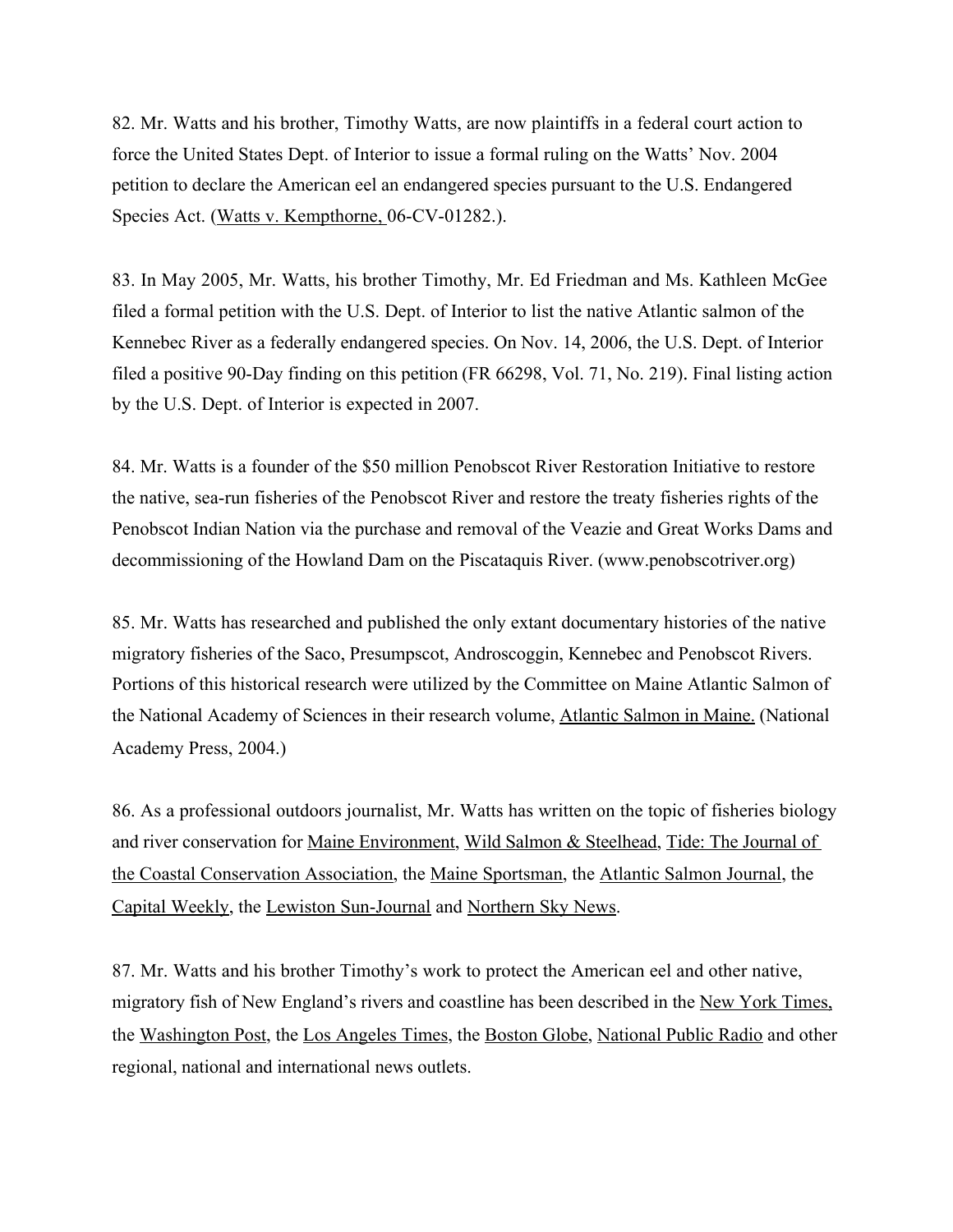82. Mr. Watts and his brother, Timothy Watts, are now plaintiffs in a federal court action to force the United States Dept. of Interior to issue a formal ruling on the Watts' Nov. 2004 petition to declare the American eel an endangered species pursuant to the U.S. Endangered Species Act. (Watts v. Kempthorne, 06-CV-01282.).

83. In May 2005, Mr. Watts, his brother Timothy, Mr. Ed Friedman and Ms. Kathleen McGee filed a formal petition with the U.S. Dept. of Interior to list the native Atlantic salmon of the Kennebec River as a federally endangered species. On Nov. 14, 2006, the U.S. Dept. of Interior filed a positive 90-Day finding on this petition (FR 66298, Vol. 71, No. 219). Final listing action by the U.S. Dept. of Interior is expected in 2007.

84. Mr. Watts is a founder of the $50 million Penobscot River Restoration Initiative to restore the native, sea-run fisheries of the Penobscot River and restore the treaty fisheries rights of the Penobscot Indian Nation via the purchase and removal of the Veazie and Great Works Dams and decommissioning of the Howland Dam on the Piscataquis River. (www.penobscotriver.org)

85. Mr. Watts has researched and published the only extant documentary histories of the native migratory fisheries of the Saco, Presumpscot, Androscoggin, Kennebec and Penobscot Rivers. Portions of this historical research were utilized by the Committee on Maine Atlantic Salmon of the National Academy of Sciences in their research volume, Atlantic Salmon in Maine. (National Academy Press, 2004.)

86. As a professional outdoors journalist, Mr. Watts has written on the topic of fisheries biology and river conservation for Maine Environment, Wild Salmon & Steelhead, Tide: The Journal of the Coastal Conservation Association, the Maine Sportsman, the Atlantic Salmon Journal, the Capital Weekly, the Lewiston Sun-Journal and Northern Sky News.

87. Mr. Watts and his brother Timothy's work to protect the American eel and other native, migratory fish of New England's rivers and coastline has been described in the New York Times, the Washington Post, the Los Angeles Times, the Boston Globe, National Public Radio and other regional, national and international news outlets.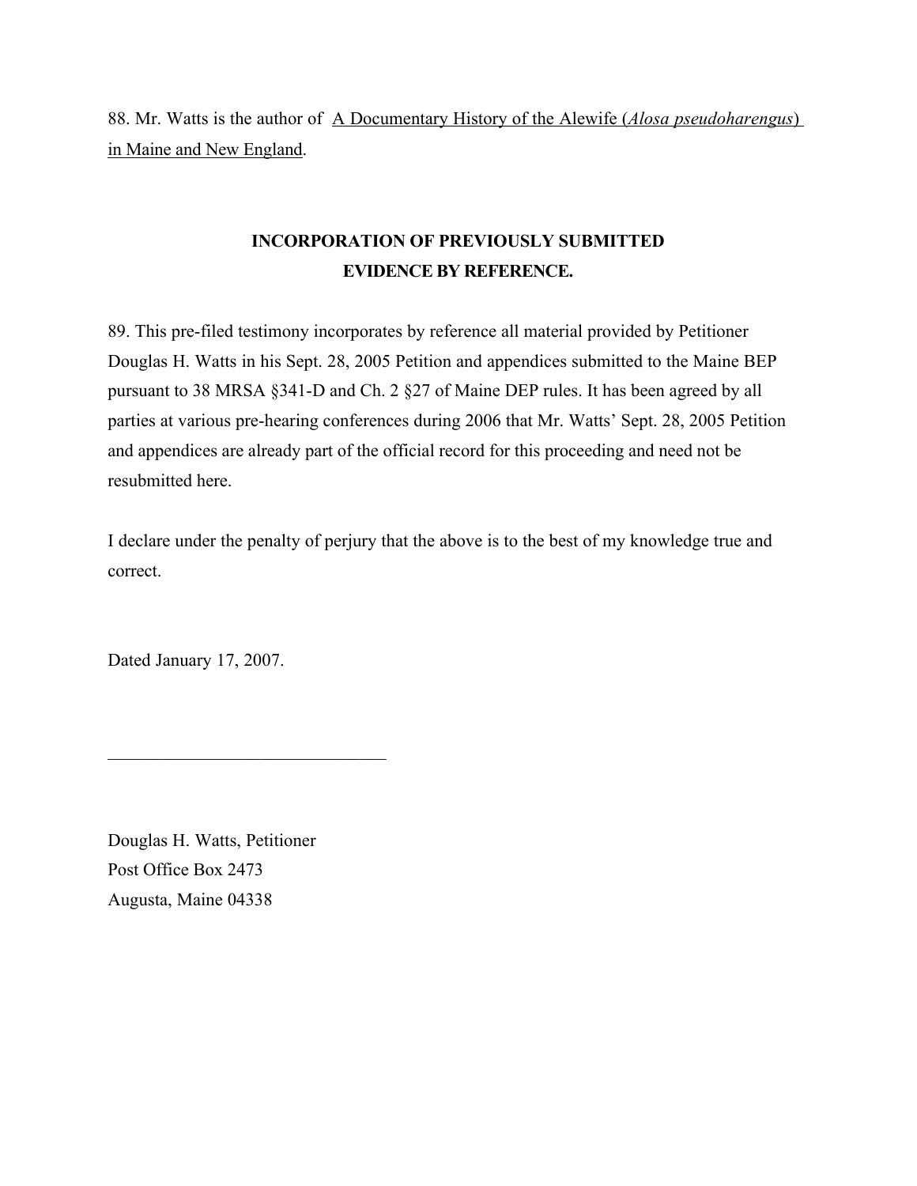88. Mr. Watts is the author of A Documentary History of the Alewife (*Alosa pseudoharengus*) in Maine and New England.

## INCORPORATION OF PREVIOUSLY SUBMITTED EVIDENCE BY REFERENCE.

89. This pre-filed testimony incorporates by reference all material provided by Petitioner Douglas H. Watts in his Sept. 28, 2005 Petition and appendices submitted to the Maine BEP pursuant to 38 MRSA §341-D and Ch. 2 §27 of Maine DEP rules. It has been agreed by all parties at various pre-hearing conferences during 2006 that Mr. Watts' Sept. 28, 2005 Petition and appendices are already part of the official record for this proceeding and need not be resubmitted here.

I declare under the penalty of perjury that the above is to the best of my knowledge true and correct.

Dated January 17, 2007.

________________________________

Douglas H. Watts, Petitioner
Post Office Box 2473
Augusta, Maine 04338